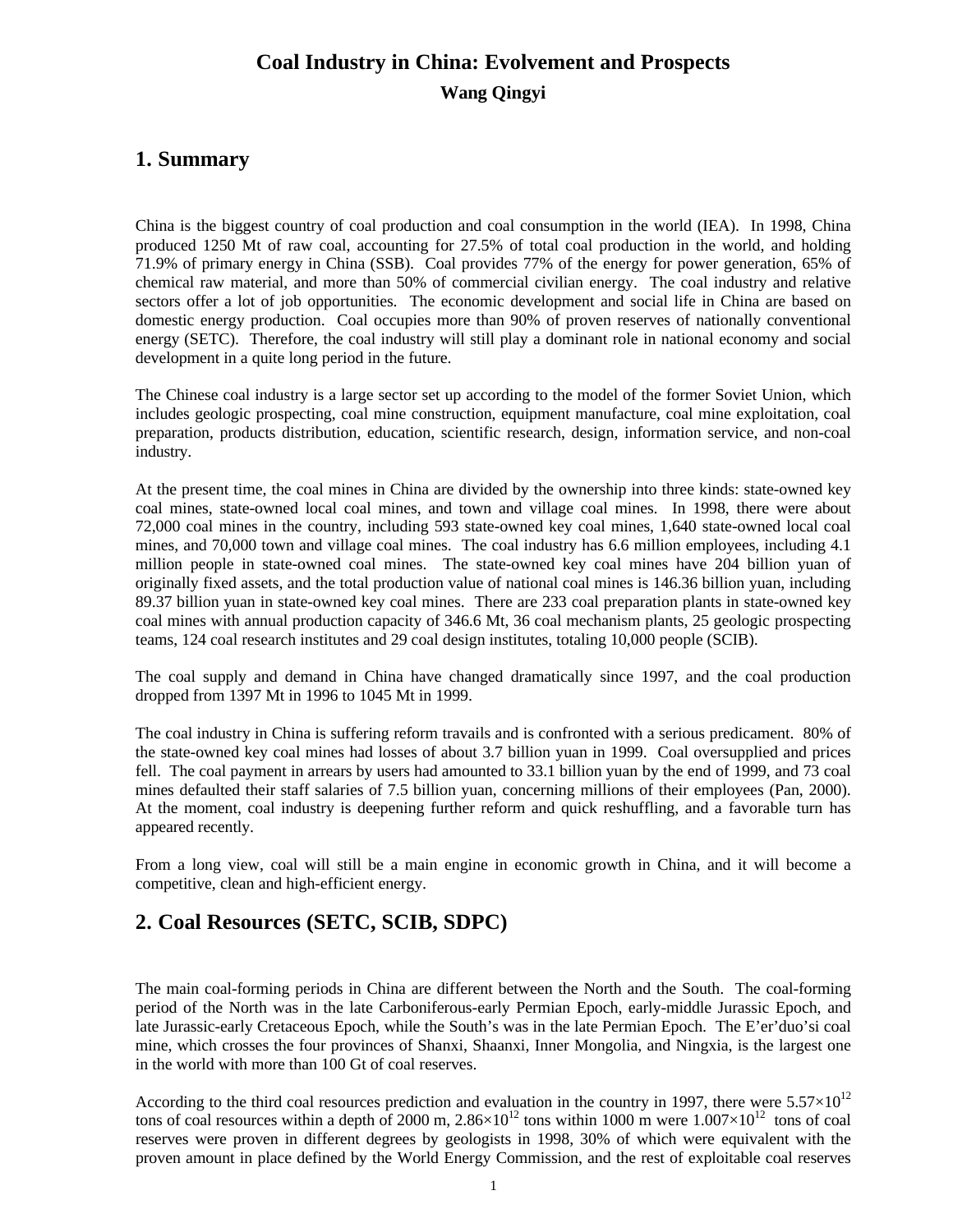# Coal Industry in China: Evolvement and Prospects

**Wang Qingyi**

## 1. Summary

China is the biggest country of coal production and coal consumption in the world (IEA). In 1998, China produced 1250 Mt of raw coal, accounting for 27.5% of total coal production in the world, and holding 71.9% of primary energy in China (SSB). Coal provides 77% of the energy for power generation, 65% of chemical raw material, and more than 50% of commercial civilian energy. The coal industry and relative sectors offer a lot of job opportunities. The economic development and social life in China are based on domestic energy production. Coal occupies more than 90% of proven reserves of nationally conventional energy (SETC). Therefore, the coal industry will still play a dominant role in national economy and social development in a quite long period in the future.

The Chinese coal industry is a large sector set up according to the model of the former Soviet Union, which includes geologic prospecting, coal mine construction, equipment manufacture, coal mine exploitation, coal preparation, products distribution, education, scientific research, design, information service, and non-coal industry.

At the present time, the coal mines in China are divided by the ownership into three kinds: state-owned key coal mines, state-owned local coal mines, and town and village coal mines. In 1998, there were about 72,000 coal mines in the country, including 593 state-owned key coal mines, 1,640 state-owned local coal mines, and 70,000 town and village coal mines. The coal industry has 6.6 million employees, including 4.1 million people in state-owned coal mines. The state-owned key coal mines have 204 billion yuan of originally fixed assets, and the total production value of national coal mines is 146.36 billion yuan, including 89.37 billion yuan in state-owned key coal mines. There are 233 coal preparation plants in state-owned key coal mines with annual production capacity of 346.6 Mt, 36 coal mechanism plants, 25 geologic prospecting teams, 124 coal research institutes and 29 coal design institutes, totaling 10,000 people (SCIB).

The coal supply and demand in China have changed dramatically since 1997, and the coal production dropped from 1397 Mt in 1996 to 1045 Mt in 1999.

The coal industry in China is suffering reform travails and is confronted with a serious predicament. 80% of the state-owned key coal mines had losses of about 3.7 billion yuan in 1999. Coal oversupplied and prices fell. The coal payment in arrears by users had amounted to 33.1 billion yuan by the end of 1999, and 73 coal mines defaulted their staff salaries of 7.5 billion yuan, concerning millions of their employees (Pan, 2000). At the moment, coal industry is deepening further reform and quick reshuffling, and a favorable turn has appeared recently.

From a long view, coal will still be a main engine in economic growth in China, and it will become a competitive, clean and high-efficient energy.

## 2. Coal Resources (SETC, SCIB, SDPC)

The main coal-forming periods in China are different between the North and the South. The coal-forming period of the North was in the late Carboniferous-early Permian Epoch, early-middle Jurassic Epoch, and late Jurassic-early Cretaceous Epoch, while the South's was in the late Permian Epoch. The E'er'duo'si coal mine, which crosses the four provinces of Shanxi, Shaanxi, Inner Mongolia, and Ningxia, is the largest one in the world with more than 100 Gt of coal reserves.

According to the third coal resources prediction and evaluation in the country in 1997, there were $5.57\times10^{12}$ tons of coal resources within a depth of 2000 m, $2.86\times10^{12}$ tons within 1000 m were $1.007\times10^{12}$ tons of coal reserves were proven in different degrees by geologists in 1998, 30% of which were equivalent with the proven amount in place defined by the World Energy Commission, and the rest of exploitable coal reserves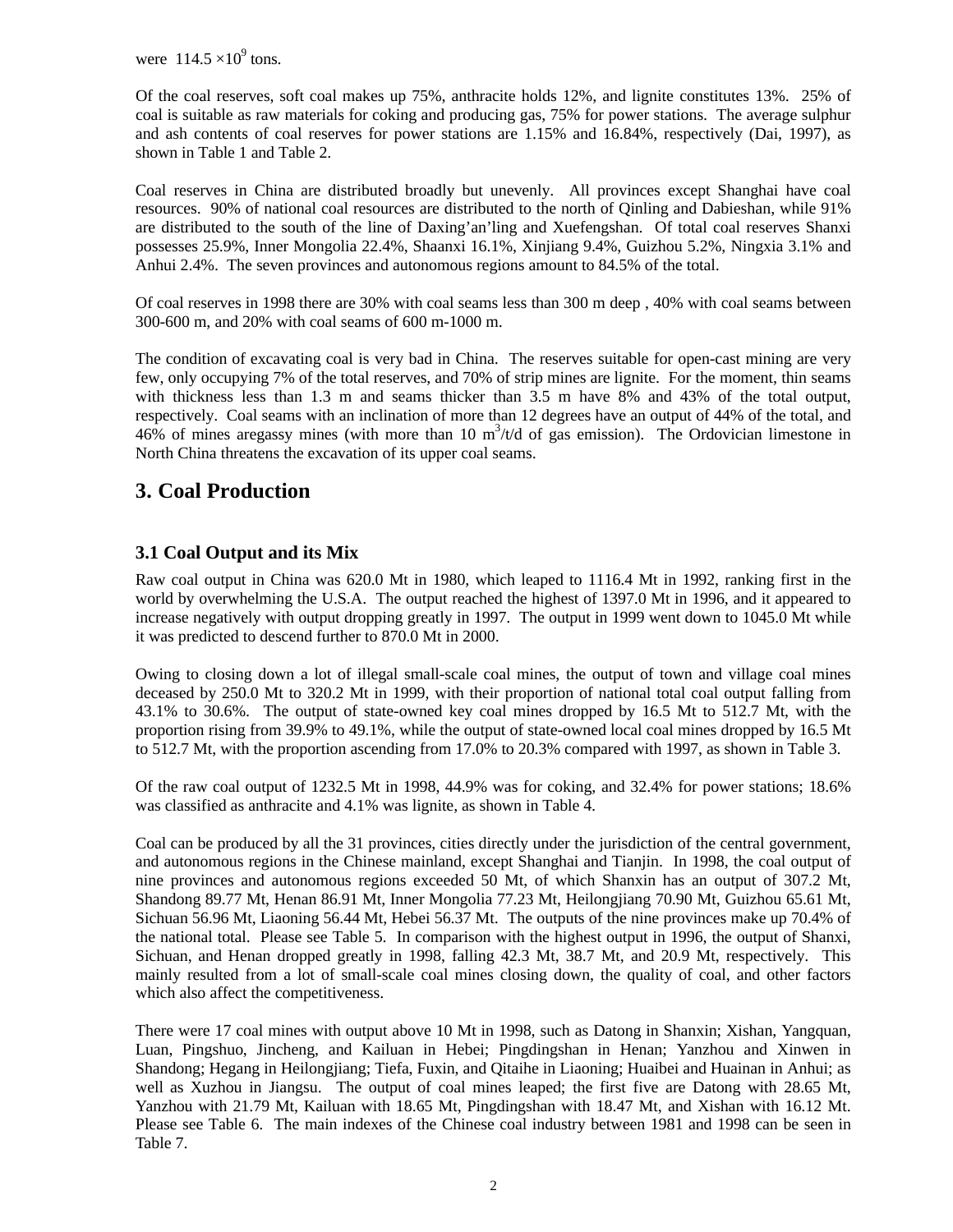were $114.5 \times 10^9$ tons.

Of the coal reserves, soft coal makes up 75%, anthracite holds 12%, and lignite constitutes 13%. 25% of coal is suitable as raw materials for coking and producing gas, 75% for power stations. The average sulphur and ash contents of coal reserves for power stations are 1.15% and 16.84%, respectively (Dai, 1997), as shown in Table 1 and Table 2.

Coal reserves in China are distributed broadly but unevenly. All provinces except Shanghai have coal resources. 90% of national coal resources are distributed to the north of Qinling and Dabieshan, while 91% are distributed to the south of the line of Daxing'an'ling and Xuefengshan. Of total coal reserves Shanxi possesses 25.9%, Inner Mongolia 22.4%, Shaanxi 16.1%, Xinjiang 9.4%, Guizhou 5.2%, Ningxia 3.1% and Anhui 2.4%. The seven provinces and autonomous regions amount to 84.5% of the total.

Of coal reserves in 1998 there are 30% with coal seams less than 300 m deep , 40% with coal seams between 300-600 m, and 20% with coal seams of 600 m-1000 m.

The condition of excavating coal is very bad in China. The reserves suitable for open-cast mining are very few, only occupying 7% of the total reserves, and 70% of strip mines are lignite. For the moment, thin seams with thickness less than 1.3 m and seams thicker than 3.5 m have 8% and 43% of the total output, respectively. Coal seams with an inclination of more than 12 degrees have an output of 44% of the total, and 46% of mines aregassy mines (with more than 10 $m^3$/t/d of gas emission). The Ordovician limestone in North China threatens the excavation of its upper coal seams.

## 3. Coal Production

### 3.1 Coal Output and its Mix

Raw coal output in China was 620.0 Mt in 1980, which leaped to 1116.4 Mt in 1992, ranking first in the world by overwhelming the U.S.A. The output reached the highest of 1397.0 Mt in 1996, and it appeared to increase negatively with output dropping greatly in 1997. The output in 1999 went down to 1045.0 Mt while it was predicted to descend further to 870.0 Mt in 2000.

Owing to closing down a lot of illegal small-scale coal mines, the output of town and village coal mines deceased by 250.0 Mt to 320.2 Mt in 1999, with their proportion of national total coal output falling from 43.1% to 30.6%. The output of state-owned key coal mines dropped by 16.5 Mt to 512.7 Mt, with the proportion rising from 39.9% to 49.1%, while the output of state-owned local coal mines dropped by 16.5 Mt to 512.7 Mt, with the proportion ascending from 17.0% to 20.3% compared with 1997, as shown in Table 3.

Of the raw coal output of 1232.5 Mt in 1998, 44.9% was for coking, and 32.4% for power stations; 18.6% was classified as anthracite and 4.1% was lignite, as shown in Table 4.

Coal can be produced by all the 31 provinces, cities directly under the jurisdiction of the central government, and autonomous regions in the Chinese mainland, except Shanghai and Tianjin. In 1998, the coal output of nine provinces and autonomous regions exceeded 50 Mt, of which Shanxin has an output of 307.2 Mt, Shandong 89.77 Mt, Henan 86.91 Mt, Inner Mongolia 77.23 Mt, Heilongjiang 70.90 Mt, Guizhou 65.61 Mt, Sichuan 56.96 Mt, Liaoning 56.44 Mt, Hebei 56.37 Mt. The outputs of the nine provinces make up 70.4% of the national total. Please see Table 5. In comparison with the highest output in 1996, the output of Shanxi, Sichuan, and Henan dropped greatly in 1998, falling 42.3 Mt, 38.7 Mt, and 20.9 Mt, respectively. This mainly resulted from a lot of small-scale coal mines closing down, the quality of coal, and other factors which also affect the competitiveness.

There were 17 coal mines with output above 10 Mt in 1998, such as Datong in Shanxin; Xishan, Yangquan, Luan, Pingshuo, Jincheng, and Kailuan in Hebei; Pingdingshan in Henan; Yanzhou and Xinwen in Shandong; Hegang in Heilongjiang; Tiefa, Fuxin, and Qitaihe in Liaoning; Huaibei and Huainan in Anhui; as well as Xuzhou in Jiangsu. The output of coal mines leaped; the first five are Datong with 28.65 Mt, Yanzhou with 21.79 Mt, Kailuan with 18.65 Mt, Pingdingshan with 18.47 Mt, and Xishan with 16.12 Mt. Please see Table 6. The main indexes of the Chinese coal industry between 1981 and 1998 can be seen in Table 7.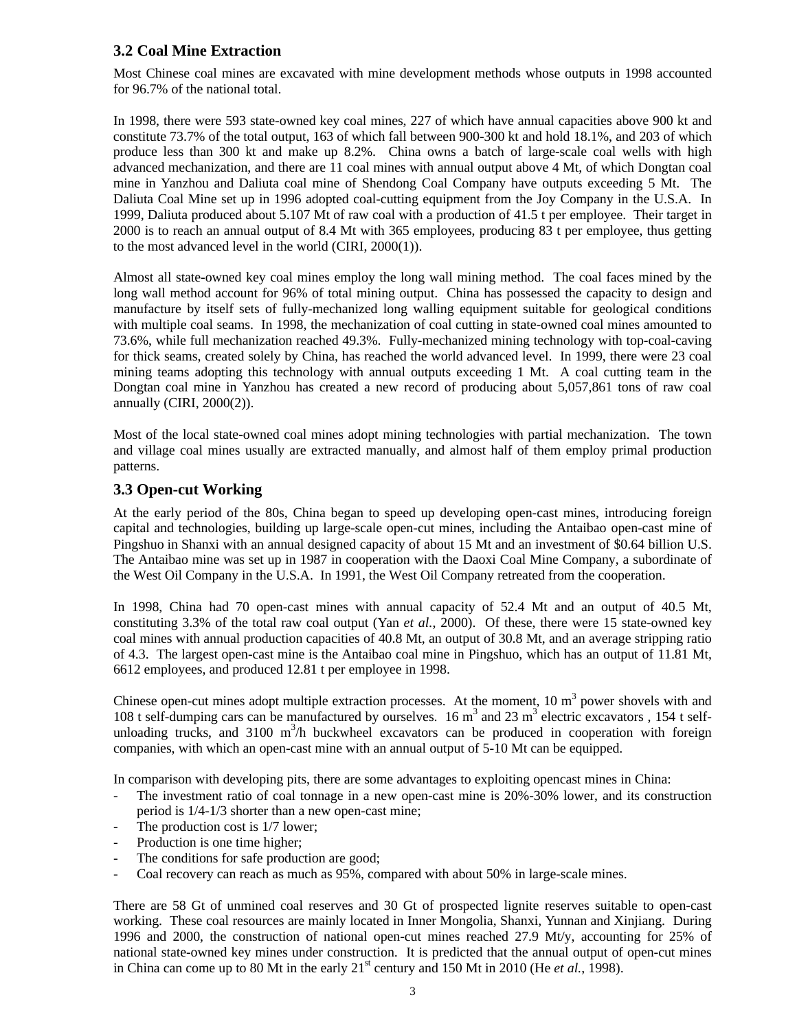## 3.2 Coal Mine Extraction

Most Chinese coal mines are excavated with mine development methods whose outputs in 1998 accounted for 96.7% of the national total.

In 1998, there were 593 state-owned key coal mines, 227 of which have annual capacities above 900 kt and constitute 73.7% of the total output, 163 of which fall between 900-300 kt and hold 18.1%, and 203 of which produce less than 300 kt and make up 8.2%. China owns a batch of large-scale coal wells with high advanced mechanization, and there are 11 coal mines with annual output above 4 Mt, of which Dongtan coal mine in Yanzhou and Daliuta coal mine of Shendong Coal Company have outputs exceeding 5 Mt. The Daliuta Coal Mine set up in 1996 adopted coal-cutting equipment from the Joy Company in the U.S.A. In 1999, Daliuta produced about 5.107 Mt of raw coal with a production of 41.5 t per employee. Their target in 2000 is to reach an annual output of 8.4 Mt with 365 employees, producing 83 t per employee, thus getting to the most advanced level in the world (CIRI, 2000(1)).

Almost all state-owned key coal mines employ the long wall mining method. The coal faces mined by the long wall method account for 96% of total mining output. China has possessed the capacity to design and manufacture by itself sets of fully-mechanized long walling equipment suitable for geological conditions with multiple coal seams. In 1998, the mechanization of coal cutting in state-owned coal mines amounted to 73.6%, while full mechanization reached 49.3%. Fully-mechanized mining technology with top-coal-caving for thick seams, created solely by China, has reached the world advanced level. In 1999, there were 23 coal mining teams adopting this technology with annual outputs exceeding 1 Mt. A coal cutting team in the Dongtan coal mine in Yanzhou has created a new record of producing about 5,057,861 tons of raw coal annually (CIRI, 2000(2)).

Most of the local state-owned coal mines adopt mining technologies with partial mechanization. The town and village coal mines usually are extracted manually, and almost half of them employ primal production patterns.

## 3.3 Open-cut Working

At the early period of the 80s, China began to speed up developing open-cast mines, introducing foreign capital and technologies, building up large-scale open-cut mines, including the Antaibao open-cast mine of Pingshuo in Shanxi with an annual designed capacity of about 15 Mt and an investment of $0.64 billion U.S. The Antaibao mine was set up in 1987 in cooperation with the Daoxi Coal Mine Company, a subordinate of the West Oil Company in the U.S.A. In 1991, the West Oil Company retreated from the cooperation.

In 1998, China had 70 open-cast mines with annual capacity of 52.4 Mt and an output of 40.5 Mt, constituting 3.3% of the total raw coal output (Yan *et al.*, 2000). Of these, there were 15 state-owned key coal mines with annual production capacities of 40.8 Mt, an output of 30.8 Mt, and an average stripping ratio of 4.3. The largest open-cast mine is the Antaibao coal mine in Pingshuo, which has an output of 11.81 Mt, 6612 employees, and produced 12.81 t per employee in 1998.

Chinese open-cut mines adopt multiple extraction processes. At the moment, 10 $m^3$ power shovels with and 108 t self-dumping cars can be manufactured by ourselves. 16 $m^3$ and 23 $m^3$ electric excavators , 154 t self-unloading trucks, and 3100 $m^3$/h buckwheel excavators can be produced in cooperation with foreign companies, with which an open-cast mine with an annual output of 5-10 Mt can be equipped.

In comparison with developing pits, there are some advantages to exploiting opencast mines in China:

- The investment ratio of coal tonnage in a new open-cast mine is 20%-30% lower, and its construction period is 1/4-1/3 shorter than a new open-cast mine;
- The production cost is 1/7 lower;
- Production is one time higher;
- The conditions for safe production are good;
- Coal recovery can reach as much as 95%, compared with about 50% in large-scale mines.

There are 58 Gt of unmined coal reserves and 30 Gt of prospected lignite reserves suitable to open-cast working. These coal resources are mainly located in Inner Mongolia, Shanxi, Yunnan and Xinjiang. During 1996 and 2000, the construction of national open-cut mines reached 27.9 Mt/y, accounting for 25% of national state-owned key mines under construction. It is predicted that the annual output of open-cut mines in China can come up to 80 Mt in the early 21st century and 150 Mt in 2010 (He *et al.*, 1998).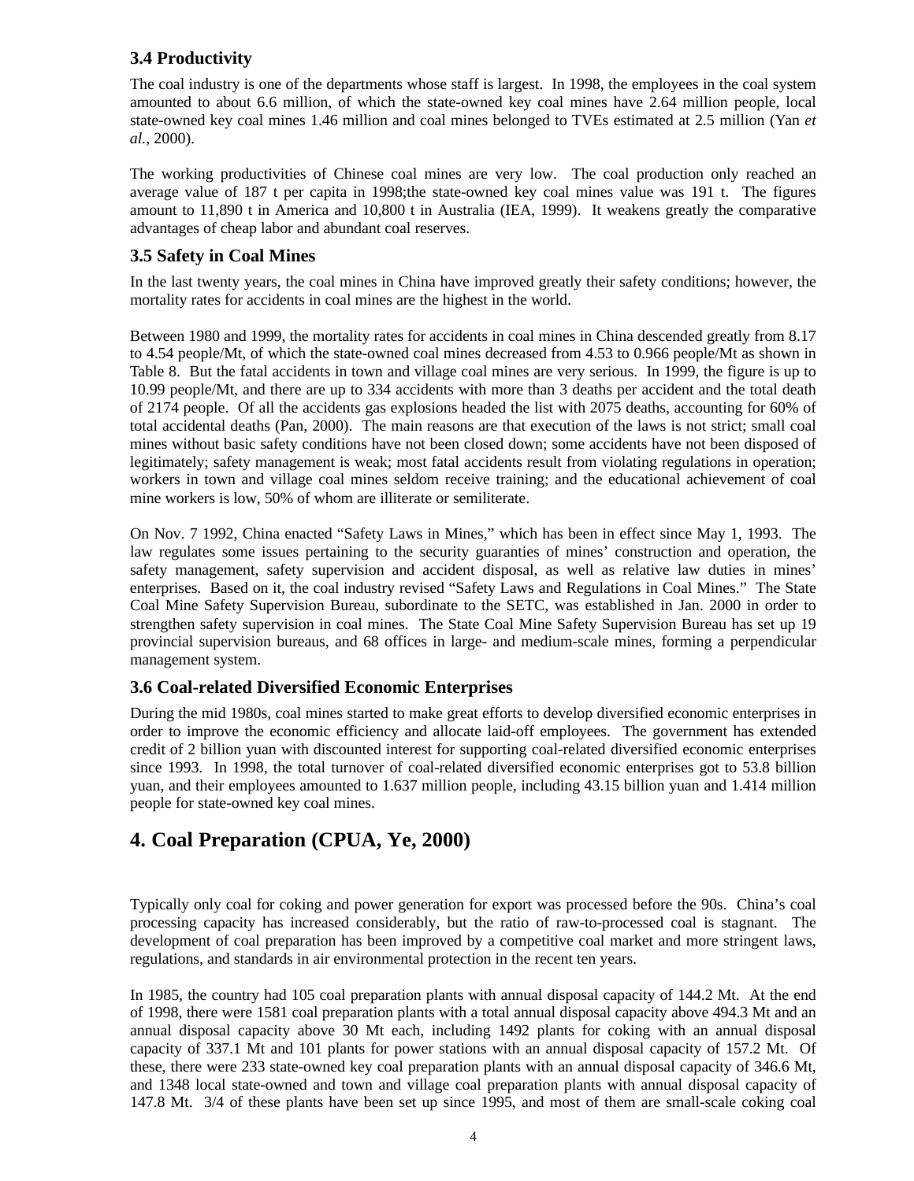### 3.4 Productivity

The coal industry is one of the departments whose staff is largest. In 1998, the employees in the coal system amounted to about 6.6 million, of which the state-owned key coal mines have 2.64 million people, local state-owned key coal mines 1.46 million and coal mines belonged to TVEs estimated at 2.5 million (Yan *et al.*, 2000).

The working productivities of Chinese coal mines are very low. The coal production only reached an average value of 187 t per capita in 1998;the state-owned key coal mines value was 191 t. The figures amount to 11,890 t in America and 10,800 t in Australia (IEA, 1999). It weakens greatly the comparative advantages of cheap labor and abundant coal reserves.

### 3.5 Safety in Coal Mines

In the last twenty years, the coal mines in China have improved greatly their safety conditions; however, the mortality rates for accidents in coal mines are the highest in the world.

Between 1980 and 1999, the mortality rates for accidents in coal mines in China descended greatly from 8.17 to 4.54 people/Mt, of which the state-owned coal mines decreased from 4.53 to 0.966 people/Mt as shown in Table 8. But the fatal accidents in town and village coal mines are very serious. In 1999, the figure is up to 10.99 people/Mt, and there are up to 334 accidents with more than 3 deaths per accident and the total death of 2174 people. Of all the accidents gas explosions headed the list with 2075 deaths, accounting for 60% of total accidental deaths (Pan, 2000). The main reasons are that execution of the laws is not strict; small coal mines without basic safety conditions have not been closed down; some accidents have not been disposed of legitimately; safety management is weak; most fatal accidents result from violating regulations in operation; workers in town and village coal mines seldom receive training; and the educational achievement of coal mine workers is low, 50% of whom are illiterate or semiliterate.

On Nov. 7 1992, China enacted "Safety Laws in Mines," which has been in effect since May 1, 1993. The law regulates some issues pertaining to the security guaranties of mines' construction and operation, the safety management, safety supervision and accident disposal, as well as relative law duties in mines' enterprises. Based on it, the coal industry revised "Safety Laws and Regulations in Coal Mines." The State Coal Mine Safety Supervision Bureau, subordinate to the SETC, was established in Jan. 2000 in order to strengthen safety supervision in coal mines. The State Coal Mine Safety Supervision Bureau has set up 19 provincial supervision bureaus, and 68 offices in large- and medium-scale mines, forming a perpendicular management system.

### 3.6 Coal-related Diversified Economic Enterprises

During the mid 1980s, coal mines started to make great efforts to develop diversified economic enterprises in order to improve the economic efficiency and allocate laid-off employees. The government has extended credit of 2 billion yuan with discounted interest for supporting coal-related diversified economic enterprises since 1993. In 1998, the total turnover of coal-related diversified economic enterprises got to 53.8 billion yuan, and their employees amounted to 1.637 million people, including 43.15 billion yuan and 1.414 million people for state-owned key coal mines.

## 4. Coal Preparation (CPUA, Ye, 2000)

Typically only coal for coking and power generation for export was processed before the 90s. China's coal processing capacity has increased considerably, but the ratio of raw-to-processed coal is stagnant. The development of coal preparation has been improved by a competitive coal market and more stringent laws, regulations, and standards in air environmental protection in the recent ten years.

In 1985, the country had 105 coal preparation plants with annual disposal capacity of 144.2 Mt. At the end of 1998, there were 1581 coal preparation plants with a total annual disposal capacity above 494.3 Mt and an annual disposal capacity above 30 Mt each, including 1492 plants for coking with an annual disposal capacity of 337.1 Mt and 101 plants for power stations with an annual disposal capacity of 157.2 Mt. Of these, there were 233 state-owned key coal preparation plants with an annual disposal capacity of 346.6 Mt, and 1348 local state-owned and town and village coal preparation plants with annual disposal capacity of 147.8 Mt. 3/4 of these plants have been set up since 1995, and most of them are small-scale coking coal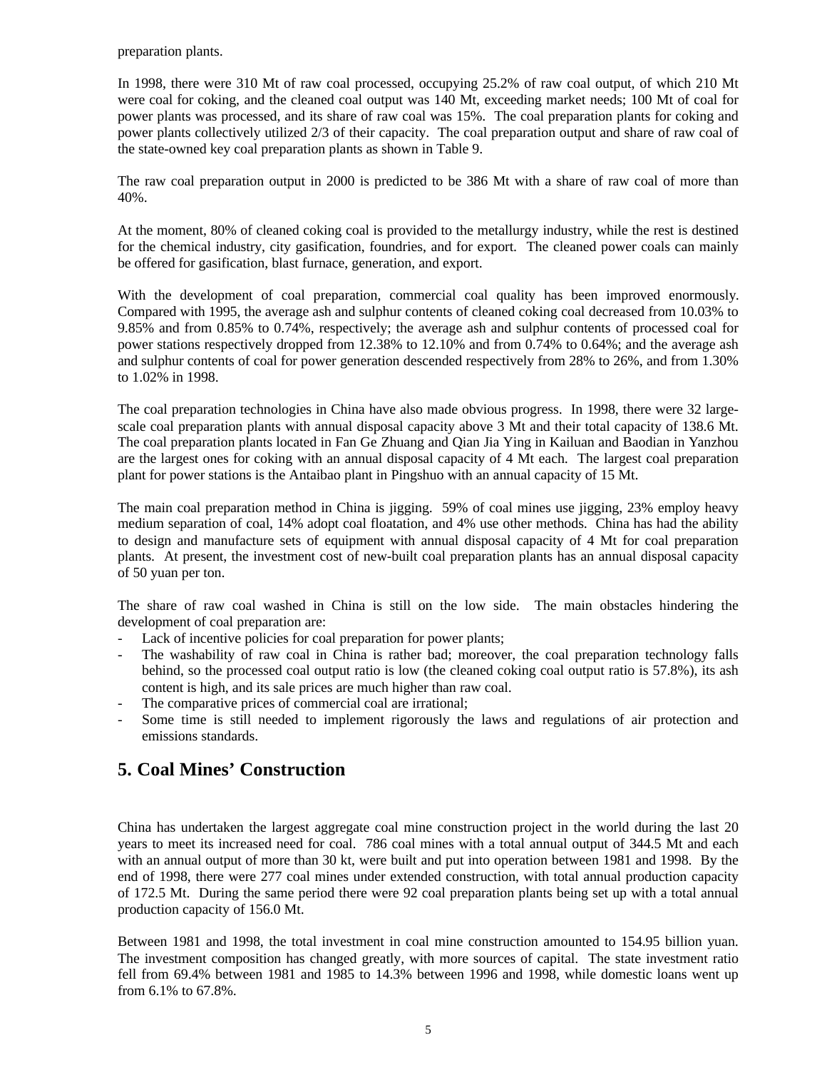preparation plants.

In 1998, there were 310 Mt of raw coal processed, occupying 25.2% of raw coal output, of which 210 Mt were coal for coking, and the cleaned coal output was 140 Mt, exceeding market needs; 100 Mt of coal for power plants was processed, and its share of raw coal was 15%. The coal preparation plants for coking and power plants collectively utilized 2/3 of their capacity. The coal preparation output and share of raw coal of the state-owned key coal preparation plants as shown in Table 9.

The raw coal preparation output in 2000 is predicted to be 386 Mt with a share of raw coal of more than 40%.

At the moment, 80% of cleaned coking coal is provided to the metallurgy industry, while the rest is destined for the chemical industry, city gasification, foundries, and for export. The cleaned power coals can mainly be offered for gasification, blast furnace, generation, and export.

With the development of coal preparation, commercial coal quality has been improved enormously. Compared with 1995, the average ash and sulphur contents of cleaned coking coal decreased from 10.03% to 9.85% and from 0.85% to 0.74%, respectively; the average ash and sulphur contents of processed coal for power stations respectively dropped from 12.38% to 12.10% and from 0.74% to 0.64%; and the average ash and sulphur contents of coal for power generation descended respectively from 28% to 26%, and from 1.30% to 1.02% in 1998.

The coal preparation technologies in China have also made obvious progress. In 1998, there were 32 large-scale coal preparation plants with annual disposal capacity above 3 Mt and their total capacity of 138.6 Mt. The coal preparation plants located in Fan Ge Zhuang and Qian Jia Ying in Kailuan and Baodian in Yanzhou are the largest ones for coking with an annual disposal capacity of 4 Mt each. The largest coal preparation plant for power stations is the Antaibao plant in Pingshuo with an annual capacity of 15 Mt.

The main coal preparation method in China is jigging. 59% of coal mines use jigging, 23% employ heavy medium separation of coal, 14% adopt coal floatation, and 4% use other methods. China has had the ability to design and manufacture sets of equipment with annual disposal capacity of 4 Mt for coal preparation plants. At present, the investment cost of new-built coal preparation plants has an annual disposal capacity of 50 yuan per ton.

The share of raw coal washed in China is still on the low side. The main obstacles hindering the development of coal preparation are:

- Lack of incentive policies for coal preparation for power plants;
- The washability of raw coal in China is rather bad; moreover, the coal preparation technology falls behind, so the processed coal output ratio is low (the cleaned coking coal output ratio is 57.8%), its ash content is high, and its sale prices are much higher than raw coal.
- The comparative prices of commercial coal are irrational;
- Some time is still needed to implement rigorously the laws and regulations of air protection and emissions standards.

## 5. Coal Mines' Construction

China has undertaken the largest aggregate coal mine construction project in the world during the last 20 years to meet its increased need for coal. 786 coal mines with a total annual output of 344.5 Mt and each with an annual output of more than 30 kt, were built and put into operation between 1981 and 1998. By the end of 1998, there were 277 coal mines under extended construction, with total annual production capacity of 172.5 Mt. During the same period there were 92 coal preparation plants being set up with a total annual production capacity of 156.0 Mt.

Between 1981 and 1998, the total investment in coal mine construction amounted to 154.95 billion yuan. The investment composition has changed greatly, with more sources of capital. The state investment ratio fell from 69.4% between 1981 and 1985 to 14.3% between 1996 and 1998, while domestic loans went up from 6.1% to 67.8%.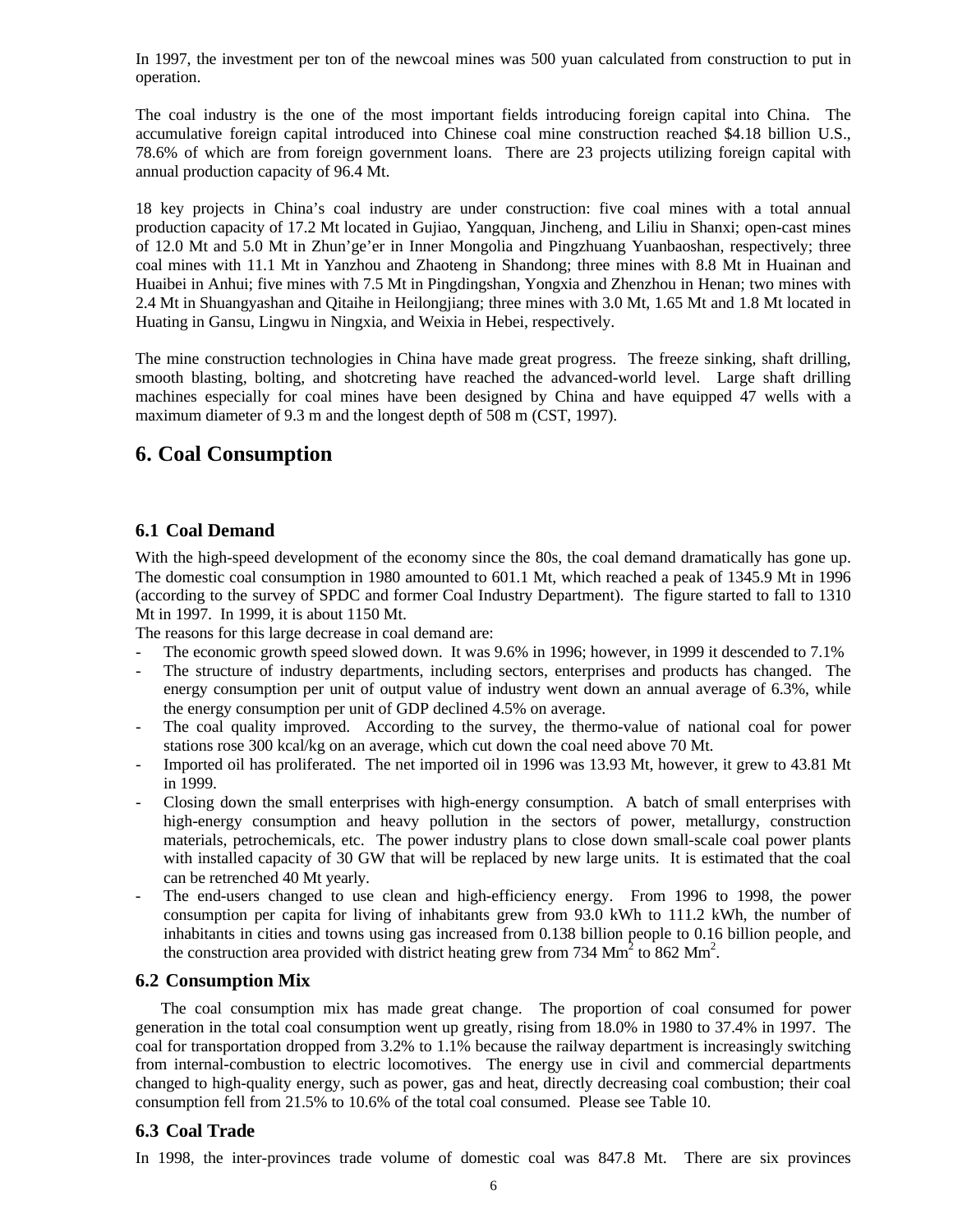In 1997, the investment per ton of the newcoal mines was 500 yuan calculated from construction to put in operation.

The coal industry is the one of the most important fields introducing foreign capital into China. The accumulative foreign capital introduced into Chinese coal mine construction reached $4.18 billion U.S., 78.6% of which are from foreign government loans. There are 23 projects utilizing foreign capital with annual production capacity of 96.4 Mt.

18 key projects in China's coal industry are under construction: five coal mines with a total annual production capacity of 17.2 Mt located in Gujiao, Yangquan, Jincheng, and Liliu in Shanxi; open-cast mines of 12.0 Mt and 5.0 Mt in Zhun'ge'er in Inner Mongolia and Pingzhuang Yuanbaoshan, respectively; three coal mines with 11.1 Mt in Yanzhou and Zhaoteng in Shandong; three mines with 8.8 Mt in Huainan and Huaibei in Anhui; five mines with 7.5 Mt in Pingdingshan, Yongxia and Zhenzhou in Henan; two mines with 2.4 Mt in Shuangyashan and Qitaihe in Heilongjiang; three mines with 3.0 Mt, 1.65 Mt and 1.8 Mt located in Huating in Gansu, Lingwu in Ningxia, and Weixia in Hebei, respectively.

The mine construction technologies in China have made great progress. The freeze sinking, shaft drilling, smooth blasting, bolting, and shotcreting have reached the advanced-world level. Large shaft drilling machines especially for coal mines have been designed by China and have equipped 47 wells with a maximum diameter of 9.3 m and the longest depth of 508 m (CST, 1997).

# 6. Coal Consumption

## 6.1 Coal Demand

With the high-speed development of the economy since the 80s, the coal demand dramatically has gone up. The domestic coal consumption in 1980 amounted to 601.1 Mt, which reached a peak of 1345.9 Mt in 1996 (according to the survey of SPDC and former Coal Industry Department). The figure started to fall to 1310 Mt in 1997. In 1999, it is about 1150 Mt.

The reasons for this large decrease in coal demand are:

- The economic growth speed slowed down. It was 9.6% in 1996; however, in 1999 it descended to 7.1%
- The structure of industry departments, including sectors, enterprises and products has changed. The energy consumption per unit of output value of industry went down an annual average of 6.3%, while the energy consumption per unit of GDP declined 4.5% on average.
- The coal quality improved. According to the survey, the thermo-value of national coal for power stations rose 300 kcal/kg on an average, which cut down the coal need above 70 Mt.
- Imported oil has proliferated. The net imported oil in 1996 was 13.93 Mt, however, it grew to 43.81 Mt in 1999.
- Closing down the small enterprises with high-energy consumption. A batch of small enterprises with high-energy consumption and heavy pollution in the sectors of power, metallurgy, construction materials, petrochemicals, etc. The power industry plans to close down small-scale coal power plants with installed capacity of 30 GW that will be replaced by new large units. It is estimated that the coal can be retrenched 40 Mt yearly.
- The end-users changed to use clean and high-efficiency energy. From 1996 to 1998, the power consumption per capita for living of inhabitants grew from 93.0 kWh to 111.2 kWh, the number of inhabitants in cities and towns using gas increased from 0.138 billion people to 0.16 billion people, and the construction area provided with district heating grew from 734 $Mm^2$ to 862 $Mm^2$.

## 6.2 Consumption Mix

The coal consumption mix has made great change. The proportion of coal consumed for power generation in the total coal consumption went up greatly, rising from 18.0% in 1980 to 37.4% in 1997. The coal for transportation dropped from 3.2% to 1.1% because the railway department is increasingly switching from internal-combustion to electric locomotives. The energy use in civil and commercial departments changed to high-quality energy, such as power, gas and heat, directly decreasing coal combustion; their coal consumption fell from 21.5% to 10.6% of the total coal consumed. Please see Table 10.

## 6.3 Coal Trade

In 1998, the inter-provinces trade volume of domestic coal was 847.8 Mt. There are six provinces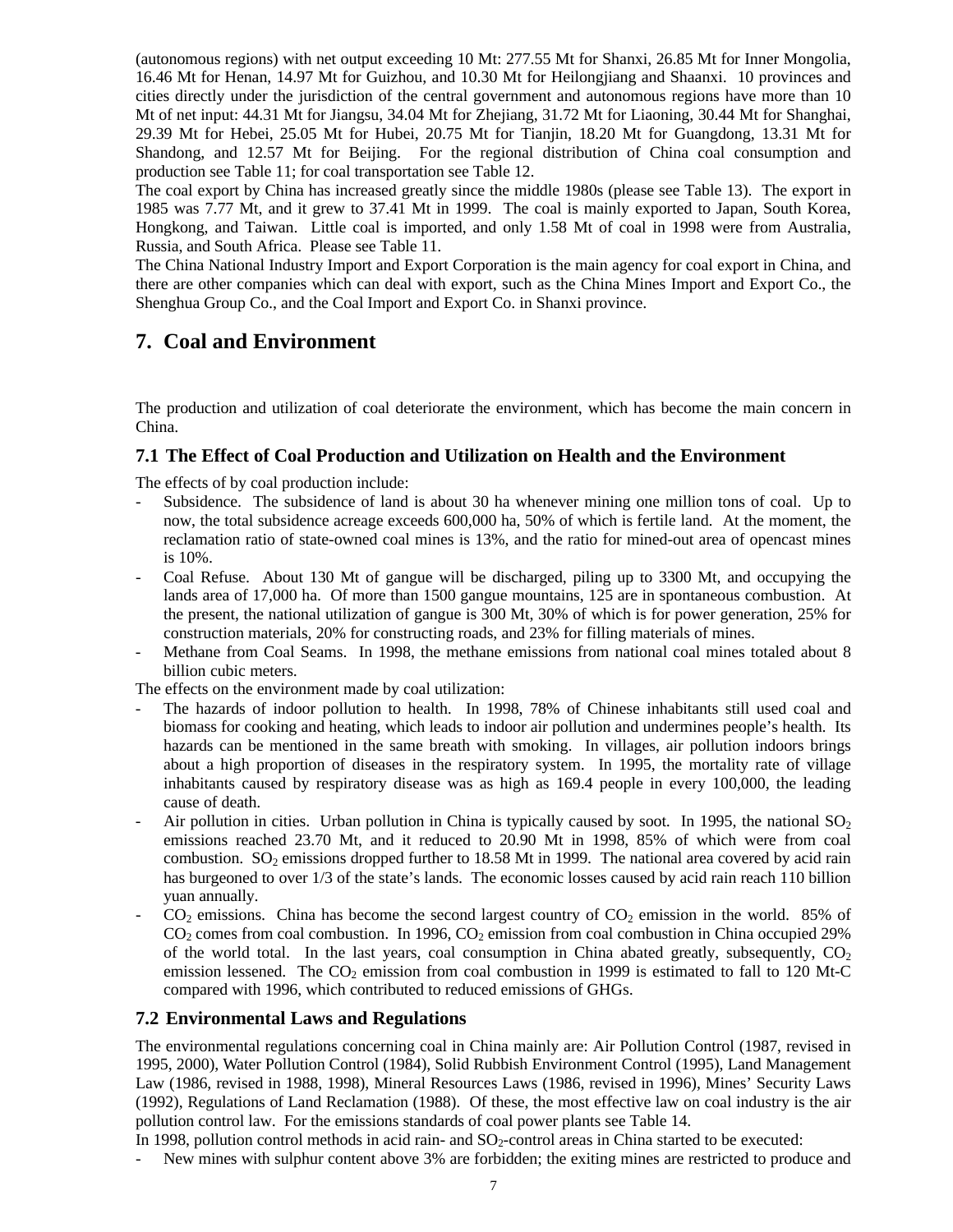(autonomous regions) with net output exceeding 10 Mt: 277.55 Mt for Shanxi, 26.85 Mt for Inner Mongolia, 16.46 Mt for Henan, 14.97 Mt for Guizhou, and 10.30 Mt for Heilongjiang and Shaanxi. 10 provinces and cities directly under the jurisdiction of the central government and autonomous regions have more than 10 Mt of net input: 44.31 Mt for Jiangsu, 34.04 Mt for Zhejiang, 31.72 Mt for Liaoning, 30.44 Mt for Shanghai, 29.39 Mt for Hebei, 25.05 Mt for Hubei, 20.75 Mt for Tianjin, 18.20 Mt for Guangdong, 13.31 Mt for Shandong, and 12.57 Mt for Beijing. For the regional distribution of China coal consumption and production see Table 11; for coal transportation see Table 12.

The coal export by China has increased greatly since the middle 1980s (please see Table 13). The export in 1985 was 7.77 Mt, and it grew to 37.41 Mt in 1999. The coal is mainly exported to Japan, South Korea, Hongkong, and Taiwan. Little coal is imported, and only 1.58 Mt of coal in 1998 were from Australia, Russia, and South Africa. Please see Table 11.

The China National Industry Import and Export Corporation is the main agency for coal export in China, and there are other companies which can deal with export, such as the China Mines Import and Export Co., the Shenghua Group Co., and the Coal Import and Export Co. in Shanxi province.

# 7. Coal and Environment

The production and utilization of coal deteriorate the environment, which has become the main concern in China.

## 7.1 The Effect of Coal Production and Utilization on Health and the Environment

The effects of by coal production include:

- Subsidence. The subsidence of land is about 30 ha whenever mining one million tons of coal. Up to now, the total subsidence acreage exceeds 600,000 ha, 50% of which is fertile land. At the moment, the reclamation ratio of state-owned coal mines is 13%, and the ratio for mined-out area of opencast mines is 10%.
- Coal Refuse. About 130 Mt of gangue will be discharged, piling up to 3300 Mt, and occupying the lands area of 17,000 ha. Of more than 1500 gangue mountains, 125 are in spontaneous combustion. At the present, the national utilization of gangue is 300 Mt, 30% of which is for power generation, 25% for construction materials, 20% for constructing roads, and 23% for filling materials of mines.
- Methane from Coal Seams. In 1998, the methane emissions from national coal mines totaled about 8 billion cubic meters.

The effects on the environment made by coal utilization:

- The hazards of indoor pollution to health. In 1998, 78% of Chinese inhabitants still used coal and biomass for cooking and heating, which leads to indoor air pollution and undermines people's health. Its hazards can be mentioned in the same breath with smoking. In villages, air pollution indoors brings about a high proportion of diseases in the respiratory system. In 1995, the mortality rate of village inhabitants caused by respiratory disease was as high as 169.4 people in every 100,000, the leading cause of death.
- Air pollution in cities. Urban pollution in China is typically caused by soot. In 1995, the national $SO_2$ emissions reached 23.70 Mt, and it reduced to 20.90 Mt in 1998, 85% of which were from coal combustion. $SO_2$ emissions dropped further to 18.58 Mt in 1999. The national area covered by acid rain has burgeoned to over 1/3 of the state's lands. The economic losses caused by acid rain reach 110 billion yuan annually.
- $CO_2$ emissions. China has become the second largest country of $CO_2$ emission in the world. 85% of $CO_2$ comes from coal combustion. In 1996, $CO_2$ emission from coal combustion in China occupied 29% of the world total. In the last years, coal consumption in China abated greatly, subsequently, $CO_2$ emission lessened. The $CO_2$ emission from coal combustion in 1999 is estimated to fall to 120 Mt-C compared with 1996, which contributed to reduced emissions of GHGs.

## 7.2 Environmental Laws and Regulations

The environmental regulations concerning coal in China mainly are: Air Pollution Control (1987, revised in 1995, 2000), Water Pollution Control (1984), Solid Rubbish Environment Control (1995), Land Management Law (1986, revised in 1988, 1998), Mineral Resources Laws (1986, revised in 1996), Mines' Security Laws (1992), Regulations of Land Reclamation (1988). Of these, the most effective law on coal industry is the air pollution control law. For the emissions standards of coal power plants see Table 14.

In 1998, pollution control methods in acid rain- and $SO_2$-control areas in China started to be executed:

- New mines with sulphur content above 3% are forbidden; the exiting mines are restricted to produce and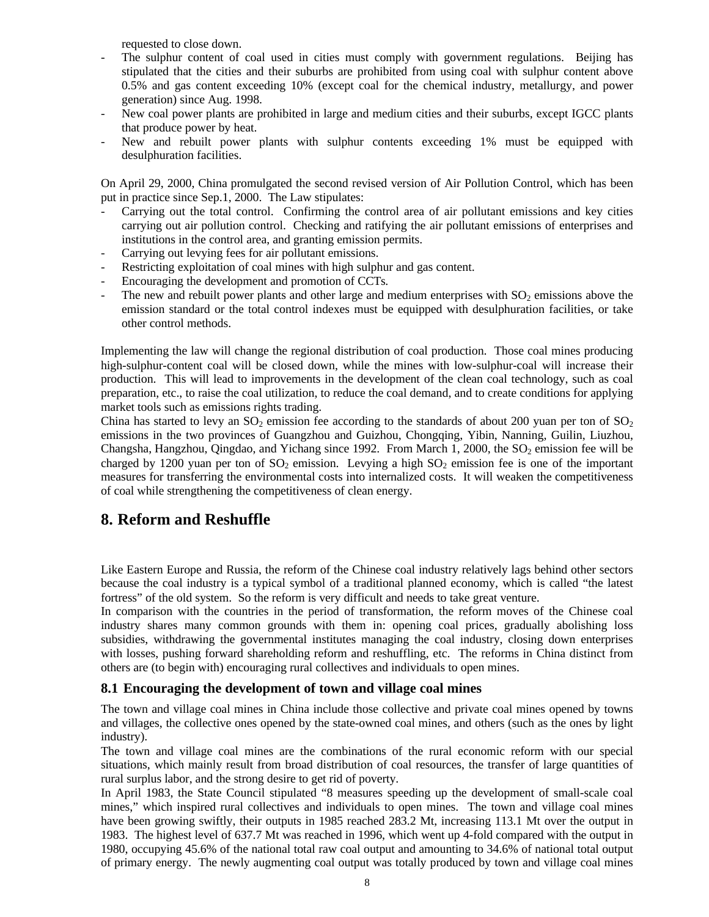requested to close down.

- The sulphur content of coal used in cities must comply with government regulations. Beijing has stipulated that the cities and their suburbs are prohibited from using coal with sulphur content above 0.5% and gas content exceeding 10% (except coal for the chemical industry, metallurgy, and power generation) since Aug. 1998.
- New coal power plants are prohibited in large and medium cities and their suburbs, except IGCC plants that produce power by heat.
- New and rebuilt power plants with sulphur contents exceeding 1% must be equipped with desulphuration facilities.

On April 29, 2000, China promulgated the second revised version of Air Pollution Control, which has been put in practice since Sep.1, 2000. The Law stipulates:

- Carrying out the total control. Confirming the control area of air pollutant emissions and key cities carrying out air pollution control. Checking and ratifying the air pollutant emissions of enterprises and institutions in the control area, and granting emission permits.
- Carrying out levying fees for air pollutant emissions.
- Restricting exploitation of coal mines with high sulphur and gas content.
- Encouraging the development and promotion of CCTs.
- The new and rebuilt power plants and other large and medium enterprises with $SO_2$ emissions above the emission standard or the total control indexes must be equipped with desulphuration facilities, or take other control methods.

Implementing the law will change the regional distribution of coal production. Those coal mines producing high-sulphur-content coal will be closed down, while the mines with low-sulphur-coal will increase their production. This will lead to improvements in the development of the clean coal technology, such as coal preparation, etc., to raise the coal utilization, to reduce the coal demand, and to create conditions for applying market tools such as emissions rights trading.

China has started to levy an $SO_2$ emission fee according to the standards of about 200 yuan per ton of $SO_2$ emissions in the two provinces of Guangzhou and Guizhou, Chongqing, Yibin, Nanning, Guilin, Liuzhou, Changsha, Hangzhou, Qingdao, and Yichang since 1992. From March 1, 2000, the $SO_2$ emission fee will be charged by 1200 yuan per ton of $SO_2$ emission. Levying a high $SO_2$ emission fee is one of the important measures for transferring the environmental costs into internalized costs. It will weaken the competitiveness of coal while strengthening the competitiveness of clean energy.

## 8. Reform and Reshuffle

Like Eastern Europe and Russia, the reform of the Chinese coal industry relatively lags behind other sectors because the coal industry is a typical symbol of a traditional planned economy, which is called "the latest fortress" of the old system. So the reform is very difficult and needs to take great venture.

In comparison with the countries in the period of transformation, the reform moves of the Chinese coal industry shares many common grounds with them in: opening coal prices, gradually abolishing loss subsidies, withdrawing the governmental institutes managing the coal industry, closing down enterprises with losses, pushing forward shareholding reform and reshuffling, etc. The reforms in China distinct from others are (to begin with) encouraging rural collectives and individuals to open mines.

### 8.1 Encouraging the development of town and village coal mines

The town and village coal mines in China include those collective and private coal mines opened by towns and villages, the collective ones opened by the state-owned coal mines, and others (such as the ones by light industry).

The town and village coal mines are the combinations of the rural economic reform with our special situations, which mainly result from broad distribution of coal resources, the transfer of large quantities of rural surplus labor, and the strong desire to get rid of poverty.

In April 1983, the State Council stipulated "8 measures speeding up the development of small-scale coal mines," which inspired rural collectives and individuals to open mines. The town and village coal mines have been growing swiftly, their outputs in 1985 reached 283.2 Mt, increasing 113.1 Mt over the output in 1983. The highest level of 637.7 Mt was reached in 1996, which went up 4-fold compared with the output in 1980, occupying 45.6% of the national total raw coal output and amounting to 34.6% of national total output of primary energy. The newly augmenting coal output was totally produced by town and village coal mines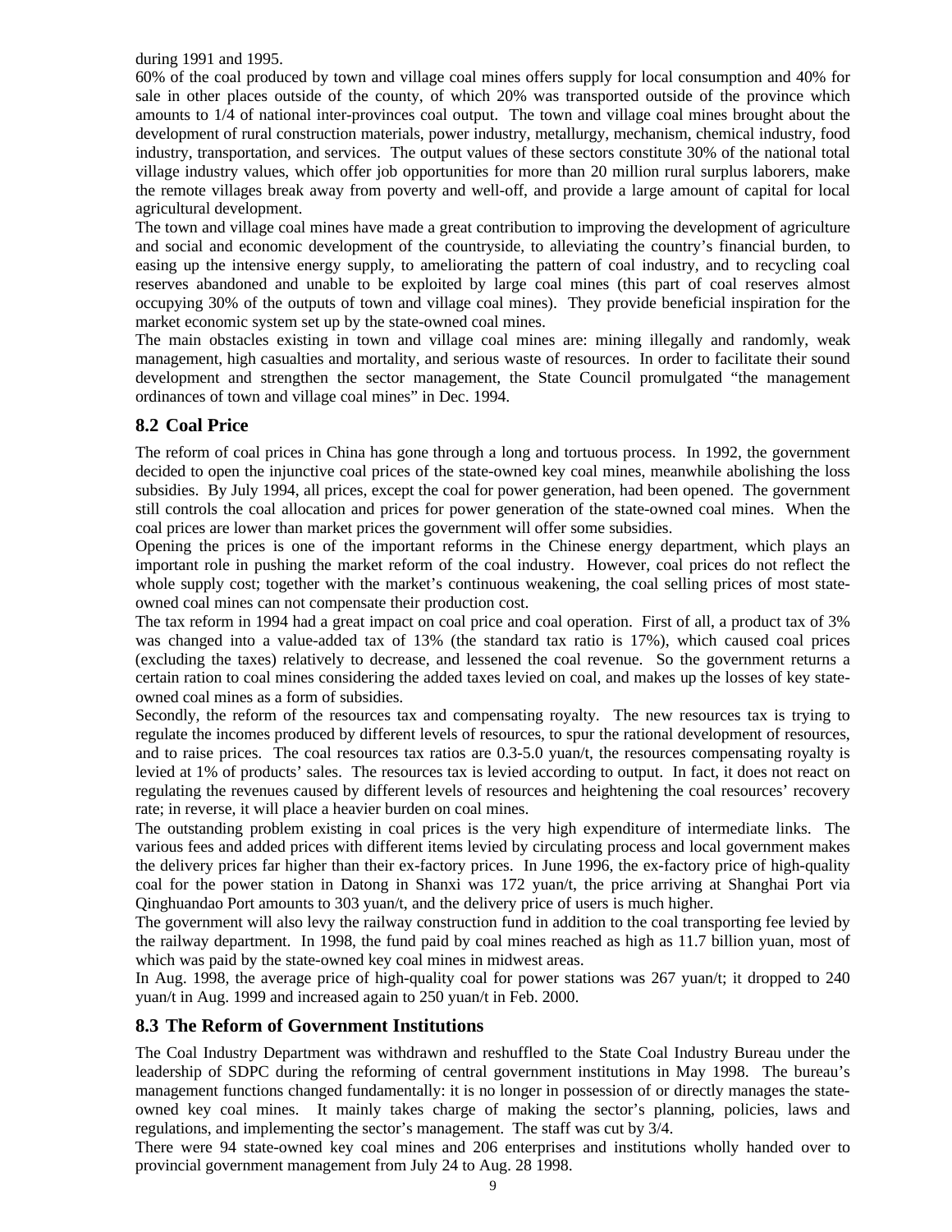during 1991 and 1995.

60% of the coal produced by town and village coal mines offers supply for local consumption and 40% for sale in other places outside of the county, of which 20% was transported outside of the province which amounts to 1/4 of national inter-provinces coal output. The town and village coal mines brought about the development of rural construction materials, power industry, metallurgy, mechanism, chemical industry, food industry, transportation, and services. The output values of these sectors constitute 30% of the national total village industry values, which offer job opportunities for more than 20 million rural surplus laborers, make the remote villages break away from poverty and well-off, and provide a large amount of capital for local agricultural development.

The town and village coal mines have made a great contribution to improving the development of agriculture and social and economic development of the countryside, to alleviating the country's financial burden, to easing up the intensive energy supply, to ameliorating the pattern of coal industry, and to recycling coal reserves abandoned and unable to be exploited by large coal mines (this part of coal reserves almost occupying 30% of the outputs of town and village coal mines). They provide beneficial inspiration for the market economic system set up by the state-owned coal mines.

The main obstacles existing in town and village coal mines are: mining illegally and randomly, weak management, high casualties and mortality, and serious waste of resources. In order to facilitate their sound development and strengthen the sector management, the State Council promulgated "the management ordinances of town and village coal mines" in Dec. 1994.

## 8.2 Coal Price

The reform of coal prices in China has gone through a long and tortuous process. In 1992, the government decided to open the injunctive coal prices of the state-owned key coal mines, meanwhile abolishing the loss subsidies. By July 1994, all prices, except the coal for power generation, had been opened. The government still controls the coal allocation and prices for power generation of the state-owned coal mines. When the coal prices are lower than market prices the government will offer some subsidies.

Opening the prices is one of the important reforms in the Chinese energy department, which plays an important role in pushing the market reform of the coal industry. However, coal prices do not reflect the whole supply cost; together with the market's continuous weakening, the coal selling prices of most state-owned coal mines can not compensate their production cost.

The tax reform in 1994 had a great impact on coal price and coal operation. First of all, a product tax of 3% was changed into a value-added tax of 13% (the standard tax ratio is 17%), which caused coal prices (excluding the taxes) relatively to decrease, and lessened the coal revenue. So the government returns a certain ration to coal mines considering the added taxes levied on coal, and makes up the losses of key state-owned coal mines as a form of subsidies.

Secondly, the reform of the resources tax and compensating royalty. The new resources tax is trying to regulate the incomes produced by different levels of resources, to spur the rational development of resources, and to raise prices. The coal resources tax ratios are 0.3-5.0 yuan/t, the resources compensating royalty is levied at 1% of products' sales. The resources tax is levied according to output. In fact, it does not react on regulating the revenues caused by different levels of resources and heightening the coal resources' recovery rate; in reverse, it will place a heavier burden on coal mines.

The outstanding problem existing in coal prices is the very high expenditure of intermediate links. The various fees and added prices with different items levied by circulating process and local government makes the delivery prices far higher than their ex-factory prices. In June 1996, the ex-factory price of high-quality coal for the power station in Datong in Shanxi was 172 yuan/t, the price arriving at Shanghai Port via Qinghuandao Port amounts to 303 yuan/t, and the delivery price of users is much higher.

The government will also levy the railway construction fund in addition to the coal transporting fee levied by the railway department. In 1998, the fund paid by coal mines reached as high as 11.7 billion yuan, most of which was paid by the state-owned key coal mines in midwest areas.

In Aug. 1998, the average price of high-quality coal for power stations was 267 yuan/t; it dropped to 240 yuan/t in Aug. 1999 and increased again to 250 yuan/t in Feb. 2000.

## 8.3 The Reform of Government Institutions

The Coal Industry Department was withdrawn and reshuffled to the State Coal Industry Bureau under the leadership of SDPC during the reforming of central government institutions in May 1998. The bureau's management functions changed fundamentally: it is no longer in possession of or directly manages the state-owned key coal mines. It mainly takes charge of making the sector's planning, policies, laws and regulations, and implementing the sector's management. The staff was cut by 3/4.

There were 94 state-owned key coal mines and 206 enterprises and institutions wholly handed over to provincial government management from July 24 to Aug. 28 1998.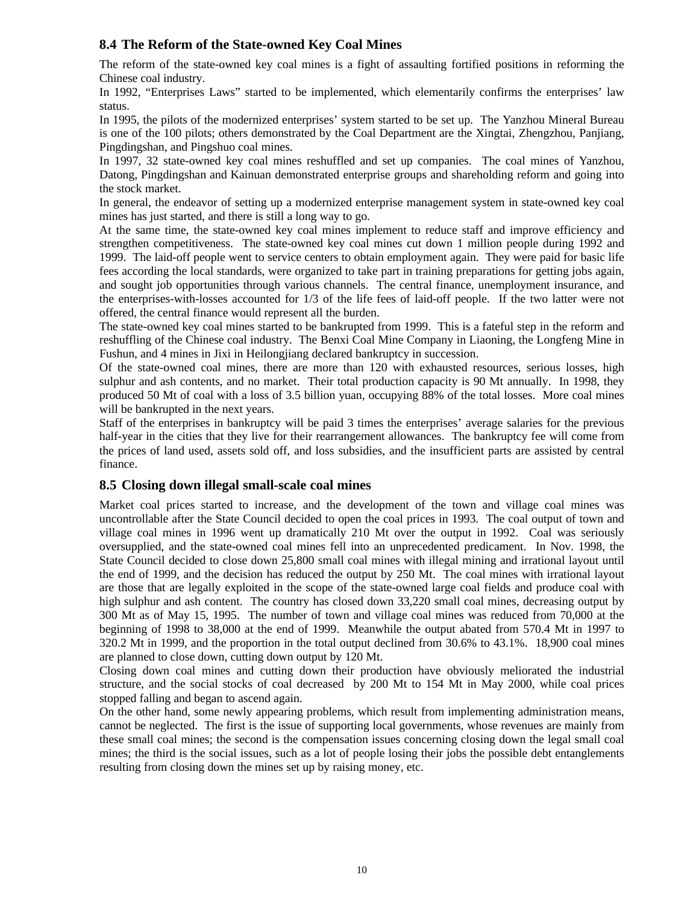## 8.4 The Reform of the State-owned Key Coal Mines

The reform of the state-owned key coal mines is a fight of assaulting fortified positions in reforming the Chinese coal industry.

In 1992, "Enterprises Laws" started to be implemented, which elementarily confirms the enterprises' law status.

In 1995, the pilots of the modernized enterprises' system started to be set up. The Yanzhou Mineral Bureau is one of the 100 pilots; others demonstrated by the Coal Department are the Xingtai, Zhengzhou, Panjiang, Pingdingshan, and Pingshuo coal mines.

In 1997, 32 state-owned key coal mines reshuffled and set up companies. The coal mines of Yanzhou, Datong, Pingdingshan and Kainuan demonstrated enterprise groups and shareholding reform and going into the stock market.

In general, the endeavor of setting up a modernized enterprise management system in state-owned key coal mines has just started, and there is still a long way to go.

At the same time, the state-owned key coal mines implement to reduce staff and improve efficiency and strengthen competitiveness. The state-owned key coal mines cut down 1 million people during 1992 and 1999. The laid-off people went to service centers to obtain employment again. They were paid for basic life fees according the local standards, were organized to take part in training preparations for getting jobs again, and sought job opportunities through various channels. The central finance, unemployment insurance, and the enterprises-with-losses accounted for 1/3 of the life fees of laid-off people. If the two latter were not offered, the central finance would represent all the burden.

The state-owned key coal mines started to be bankrupted from 1999. This is a fateful step in the reform and reshuffling of the Chinese coal industry. The Benxi Coal Mine Company in Liaoning, the Longfeng Mine in Fushun, and 4 mines in Jixi in Heilongjiang declared bankruptcy in succession.

Of the state-owned coal mines, there are more than 120 with exhausted resources, serious losses, high sulphur and ash contents, and no market. Their total production capacity is 90 Mt annually. In 1998, they produced 50 Mt of coal with a loss of 3.5 billion yuan, occupying 88% of the total losses. More coal mines will be bankrupted in the next years.

Staff of the enterprises in bankruptcy will be paid 3 times the enterprises' average salaries for the previous half-year in the cities that they live for their rearrangement allowances. The bankruptcy fee will come from the prices of land used, assets sold off, and loss subsidies, and the insufficient parts are assisted by central finance.

## 8.5 Closing down illegal small-scale coal mines

Market coal prices started to increase, and the development of the town and village coal mines was uncontrollable after the State Council decided to open the coal prices in 1993. The coal output of town and village coal mines in 1996 went up dramatically 210 Mt over the output in 1992. Coal was seriously oversupplied, and the state-owned coal mines fell into an unprecedented predicament. In Nov. 1998, the State Council decided to close down 25,800 small coal mines with illegal mining and irrational layout until the end of 1999, and the decision has reduced the output by 250 Mt. The coal mines with irrational layout are those that are legally exploited in the scope of the state-owned large coal fields and produce coal with high sulphur and ash content. The country has closed down 33,220 small coal mines, decreasing output by 300 Mt as of May 15, 1995. The number of town and village coal mines was reduced from 70,000 at the beginning of 1998 to 38,000 at the end of 1999. Meanwhile the output abated from 570.4 Mt in 1997 to 320.2 Mt in 1999, and the proportion in the total output declined from 30.6% to 43.1%. 18,900 coal mines are planned to close down, cutting down output by 120 Mt.

Closing down coal mines and cutting down their production have obviously meliorated the industrial structure, and the social stocks of coal decreased by 200 Mt to 154 Mt in May 2000, while coal prices stopped falling and began to ascend again.

On the other hand, some newly appearing problems, which result from implementing administration means, cannot be neglected. The first is the issue of supporting local governments, whose revenues are mainly from these small coal mines; the second is the compensation issues concerning closing down the legal small coal mines; the third is the social issues, such as a lot of people losing their jobs the possible debt entanglements resulting from closing down the mines set up by raising money, etc.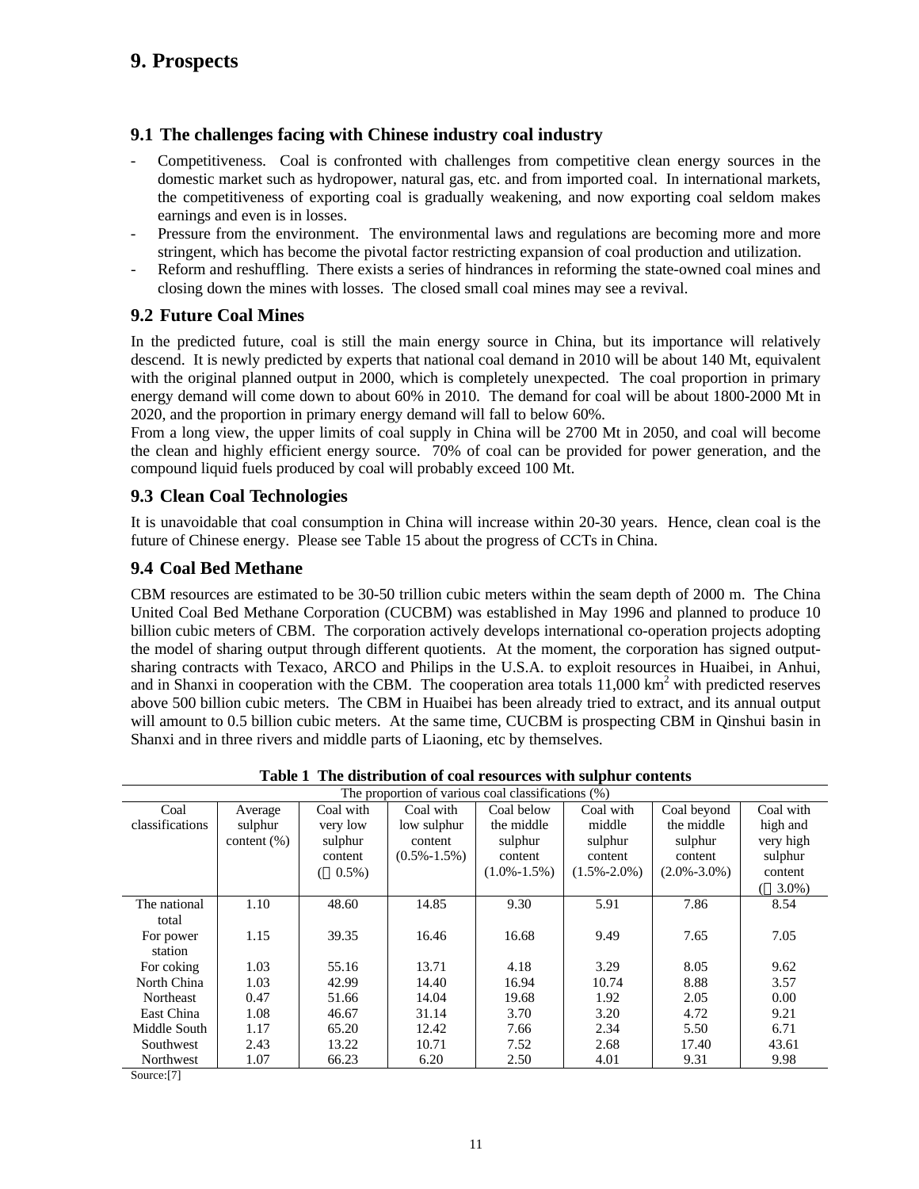# 9. Prospects

## 9.1 The challenges facing with Chinese industry coal industry

- Competitiveness. Coal is confronted with challenges from competitive clean energy sources in the domestic market such as hydropower, natural gas, etc. and from imported coal. In international markets, the competitiveness of exporting coal is gradually weakening, and now exporting coal seldom makes earnings and even is in losses.
- Pressure from the environment. The environmental laws and regulations are becoming more and more stringent, which has become the pivotal factor restricting expansion of coal production and utilization.
- Reform and reshuffling. There exists a series of hindrances in reforming the state-owned coal mines and closing down the mines with losses. The closed small coal mines may see a revival.

## 9.2 Future Coal Mines

In the predicted future, coal is still the main energy source in China, but its importance will relatively descend. It is newly predicted by experts that national coal demand in 2010 will be about 140 Mt, equivalent with the original planned output in 2000, which is completely unexpected. The coal proportion in primary energy demand will come down to about 60% in 2010. The demand for coal will be about 1800-2000 Mt in 2020, and the proportion in primary energy demand will fall to below 60%.

From a long view, the upper limits of coal supply in China will be 2700 Mt in 2050, and coal will become the clean and highly efficient energy source. 70% of coal can be provided for power generation, and the compound liquid fuels produced by coal will probably exceed 100 Mt.

## 9.3 Clean Coal Technologies

It is unavoidable that coal consumption in China will increase within 20-30 years. Hence, clean coal is the future of Chinese energy. Please see Table 15 about the progress of CCTs in China.

## 9.4 Coal Bed Methane

CBM resources are estimated to be 30-50 trillion cubic meters within the seam depth of 2000 m. The China United Coal Bed Methane Corporation (CUCBM) was established in May 1996 and planned to produce 10 billion cubic meters of CBM. The corporation actively develops international co-operation projects adopting the model of sharing output through different quotients. At the moment, the corporation has signed output-sharing contracts with Texaco, ARCO and Philips in the U.S.A. to exploit resources in Huaibei, in Anhui, and in Shanxi in cooperation with the CBM. The cooperation area totals 11,000 km$^2$ with predicted reserves above 500 billion cubic meters. The CBM in Huaibei has been already tried to extract, and its annual output will amount to 0.5 billion cubic meters. At the same time, CUCBM is prospecting CBM in Qinshui basin in Shanxi and in three rivers and middle parts of Liaoning, etc by themselves.

**Table 1 The distribution of coal resources with sulphur contents**

| Coal classifications | Average sulphur content (%) | The proportion of various coal classifications (%) | | | | | |
|---|---|---|---|---|---|---|---|
| | | Coal with very low sulphur content (＜0.5%) | Coal with low sulphur content (0.5%-1.5%) | Coal below the middle sulphur content (1.0%-1.5%) | Coal with middle sulphur content (1.5%-2.0%) | Coal beyond the middle sulphur content (2.0%-3.0%) | Coal with high and very high sulphur content (＞3.0%) |
| The national total | 1.10 | 48.60 | 14.85 | 9.30 | 5.91 | 7.86 | 8.54 |
| For power station | 1.15 | 39.35 | 16.46 | 16.68 | 9.49 | 7.65 | 7.05 |
| For coking | 1.03 | 55.16 | 13.71 | 4.18 | 3.29 | 8.05 | 9.62 |
| North China | 1.03 | 42.99 | 14.40 | 16.94 | 10.74 | 8.88 | 3.57 |
| Northeast | 0.47 | 51.66 | 14.04 | 19.68 | 1.92 | 2.05 | 0.00 |
| East China | 1.08 | 46.67 | 31.14 | 3.70 | 3.20 | 4.72 | 9.21 |
| Middle South | 1.17 | 65.20 | 12.42 | 7.66 | 2.34 | 5.50 | 6.71 |
| Southwest | 2.43 | 13.22 | 10.71 | 7.52 | 2.68 | 17.40 | 43.61 |
| Northwest | 1.07 | 66.23 | 6.20 | 2.50 | 4.01 | 9.31 | 9.98 |

Source:[7]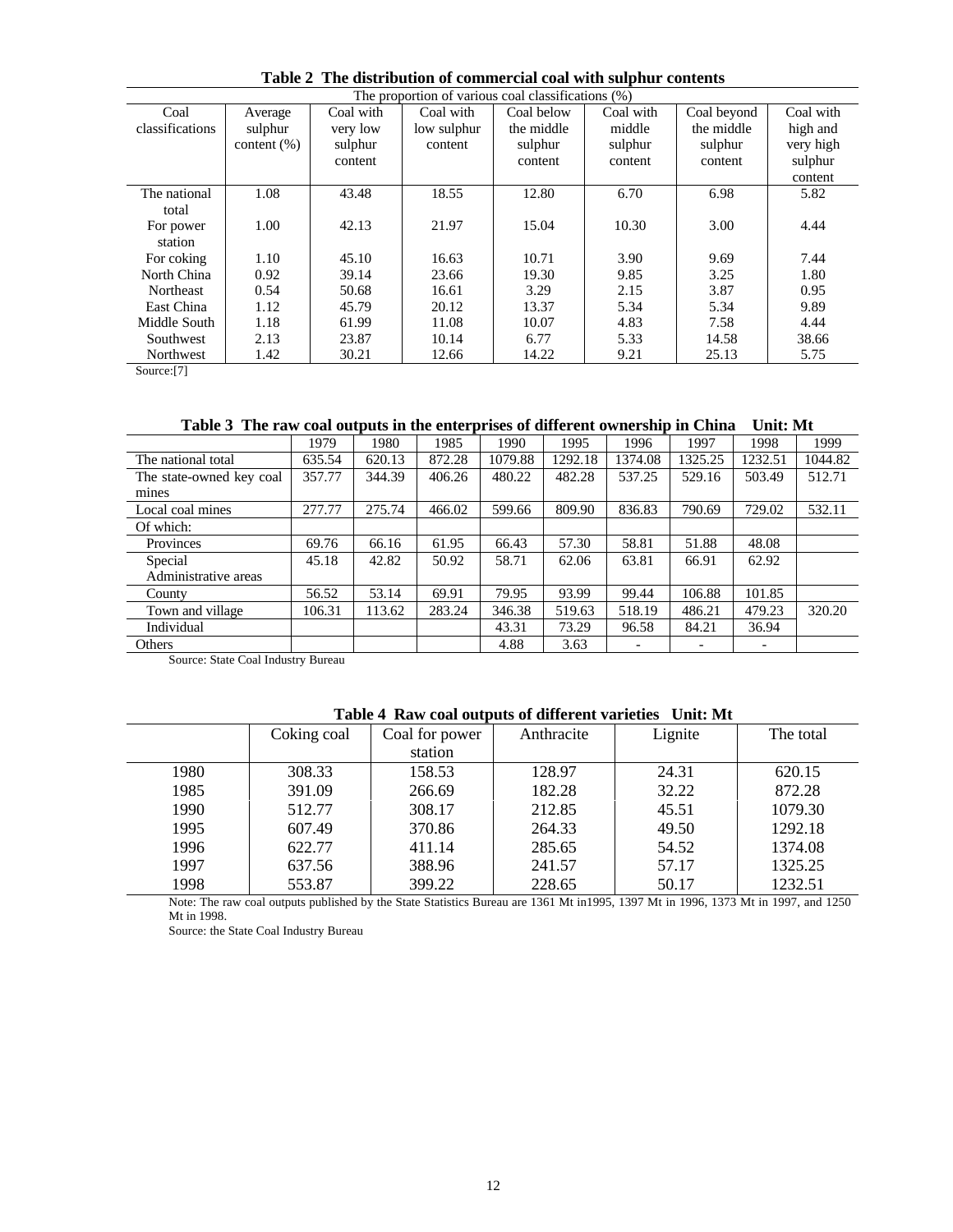**Table 2 The distribution of commercial coal with sulphur contents**

| Coal classifications | Average sulphur content (%) | The proportion of various coal classifications (%) | | | | | |
|---|---|---|---|---|---|---|---|
| | | Coal with very low sulphur content | Coal with low sulphur content | Coal below the middle sulphur content | Coal with middle sulphur content | Coal beyond the middle sulphur content | Coal with high and very high sulphur content |
| The national total | 1.08 | 43.48 | 18.55 | 12.80 | 6.70 | 6.98 | 5.82 |
| For power station | 1.00 | 42.13 | 21.97 | 15.04 | 10.30 | 3.00 | 4.44 |
| For coking | 1.10 | 45.10 | 16.63 | 10.71 | 3.90 | 9.69 | 7.44 |
| North China | 0.92 | 39.14 | 23.66 | 19.30 | 9.85 | 3.25 | 1.80 |
| Northeast | 0.54 | 50.68 | 16.61 | 3.29 | 2.15 | 3.87 | 0.95 |
| East China | 1.12 | 45.79 | 20.12 | 13.37 | 5.34 | 5.34 | 9.89 |
| Middle South | 1.18 | 61.99 | 11.08 | 10.07 | 4.83 | 7.58 | 4.44 |
| Southwest | 2.13 | 23.87 | 10.14 | 6.77 | 5.33 | 14.58 | 38.66 |
| Northwest | 1.42 | 30.21 | 12.66 | 14.22 | 9.21 | 25.13 | 5.75 |

Source:[7]

**Table 3 The raw coal outputs in the enterprises of different ownership in China Unit: Mt**

| | 1979 | 1980 | 1985 | 1990 | 1995 | 1996 | 1997 | 1998 | 1999 |
|---|---|---|---|---|---|---|---|---|---|
| The national total | 635.54 | 620.13 | 872.28 | 1079.88 | 1292.18 | 1374.08 | 1325.25 | 1232.51 | 1044.82 |
| The state-owned key coal mines | 357.77 | 344.39 | 406.26 | 480.22 | 482.28 | 537.25 | 529.16 | 503.49 | 512.71 |
| Local coal mines | 277.77 | 275.74 | 466.02 | 599.66 | 809.90 | 836.83 | 790.69 | 729.02 | 532.11 |
| Of which: | | | | | | | | | |
| Provinces | 69.76 | 66.16 | 61.95 | 66.43 | 57.30 | 58.81 | 51.88 | 48.08 | |
| Special Administrative areas | 45.18 | 42.82 | 50.92 | 58.71 | 62.06 | 63.81 | 66.91 | 62.92 | |
| County | 56.52 | 53.14 | 69.91 | 79.95 | 93.99 | 99.44 | 106.88 | 101.85 | |
| Town and village | 106.31 | 113.62 | 283.24 | 346.38 | 519.63 | 518.19 | 486.21 | 479.23 | 320.20 |
| Individual | | | | 43.31 | 73.29 | 96.58 | 84.21 | 36.94 | |
| Others | | | | 4.88 | 3.63 | - | - | - | |

Source: State Coal Industry Bureau

**Table 4 Raw coal outputs of different varieties Unit: Mt**

| | Coking coal | Coal for power station | Anthracite | Lignite | The total |
|---|---|---|---|---|---|
| 1980 | 308.33 | 158.53 | 128.97 | 24.31 | 620.15 |
| 1985 | 391.09 | 266.69 | 182.28 | 32.22 | 872.28 |
| 1990 | 512.77 | 308.17 | 212.85 | 45.51 | 1079.30 |
| 1995 | 607.49 | 370.86 | 264.33 | 49.50 | 1292.18 |
| 1996 | 622.77 | 411.14 | 285.65 | 54.52 | 1374.08 |
| 1997 | 637.56 | 388.96 | 241.57 | 57.17 | 1325.25 |
| 1998 | 553.87 | 399.22 | 228.65 | 50.17 | 1232.51 |

Note: The raw coal outputs published by the State Statistics Bureau are 1361 Mt in1995, 1397 Mt in 1996, 1373 Mt in 1997, and 1250 Mt in 1998.

Source: the State Coal Industry Bureau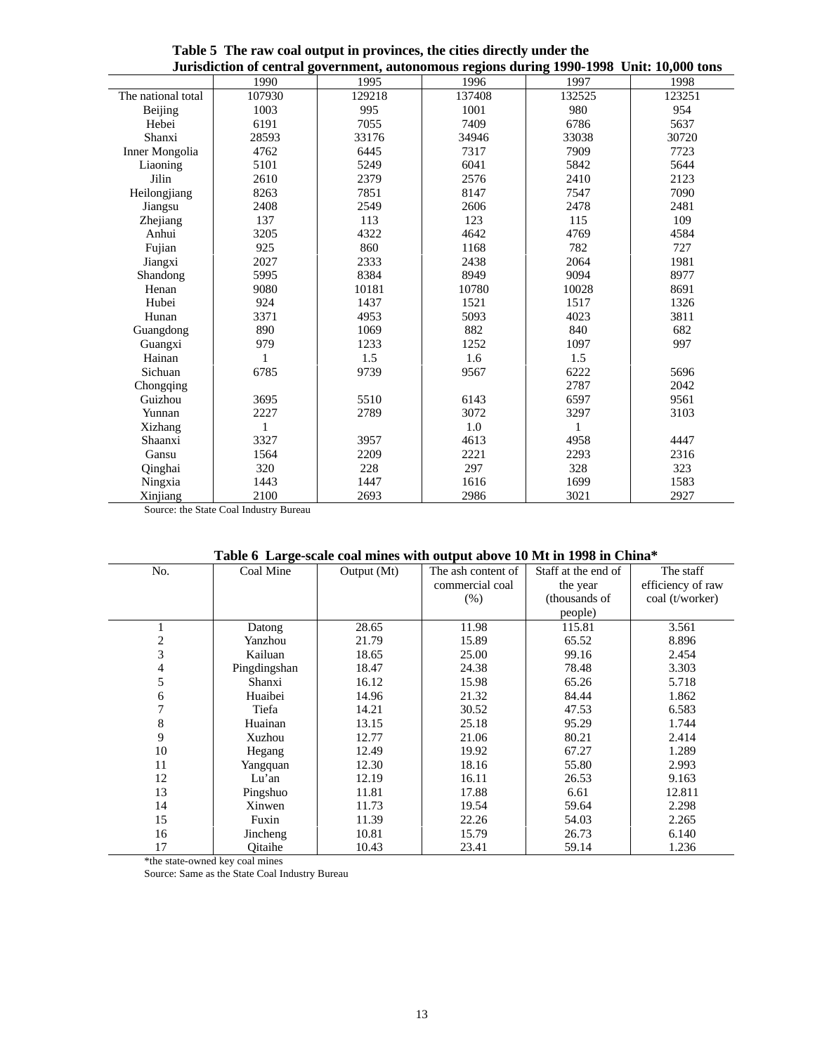**Table 5 The raw coal output in provinces, the cities directly under the Jurisdiction of central government, autonomous regions during 1990-1998 Unit: 10,000 tons**

| | 1990 | 1995 | 1996 | 1997 | 1998 |
|---|---|---|---|---|---|
| The national total | 107930 | 129218 | 137408 | 132525 | 123251 |
| Beijing | 1003 | 995 | 1001 | 980 | 954 |
| Hebei | 6191 | 7055 | 7409 | 6786 | 5637 |
| Shanxi | 28593 | 33176 | 34946 | 33038 | 30720 |
| Inner Mongolia | 4762 | 6445 | 7317 | 7909 | 7723 |
| Liaoning | 5101 | 5249 | 6041 | 5842 | 5644 |
| Jilin | 2610 | 2379 | 2576 | 2410 | 2123 |
| Heilongjiang | 8263 | 7851 | 8147 | 7547 | 7090 |
| Jiangsu | 2408 | 2549 | 2606 | 2478 | 2481 |
| Zhejiang | 137 | 113 | 123 | 115 | 109 |
| Anhui | 3205 | 4322 | 4642 | 4769 | 4584 |
| Fujian | 925 | 860 | 1168 | 782 | 727 |
| Jiangxi | 2027 | 2333 | 2438 | 2064 | 1981 |
| Shandong | 5995 | 8384 | 8949 | 9094 | 8977 |
| Henan | 9080 | 10181 | 10780 | 10028 | 8691 |
| Hubei | 924 | 1437 | 1521 | 1517 | 1326 |
| Hunan | 3371 | 4953 | 5093 | 4023 | 3811 |
| Guangdong | 890 | 1069 | 882 | 840 | 682 |
| Guangxi | 979 | 1233 | 1252 | 1097 | 997 |
| Hainan | 1 | 1.5 | 1.6 | 1.5 | |
| Sichuan | 6785 | 9739 | 9567 | 6222 | 5696 |
| Chongqing | | | | 2787 | 2042 |
| Guizhou | 3695 | 5510 | 6143 | 6597 | 9561 |
| Yunnan | 2227 | 2789 | 3072 | 3297 | 3103 |
| Xizhang | 1 | | 1.0 | 1 | |
| Shaanxi | 3327 | 3957 | 4613 | 4958 | 4447 |
| Gansu | 1564 | 2209 | 2221 | 2293 | 2316 |
| Qinghai | 320 | 228 | 297 | 328 | 323 |
| Ningxia | 1443 | 1447 | 1616 | 1699 | 1583 |
| Xinjiang | 2100 | 2693 | 2986 | 3021 | 2927 |

Source: the State Coal Industry Bureau

**Table 6 Large-scale coal mines with output above 10 Mt in 1998 in China***

| No. | Coal Mine | Output (Mt) | The ash content of commercial coal (%) | Staff at the end of the year (thousands of people) | The staff efficiency of raw coal (t/worker) |
|---|---|---|---|---|---|
| 1 | Datong | 28.65 | 11.98 | 115.81 | 3.561 |
| 2 | Yanzhou | 21.79 | 15.89 | 65.52 | 8.896 |
| 3 | Kailuan | 18.65 | 25.00 | 99.16 | 2.454 |
| 4 | Pingdingshan | 18.47 | 24.38 | 78.48 | 3.303 |
| 5 | Shanxi | 16.12 | 15.98 | 65.26 | 5.718 |
| 6 | Huaibei | 14.96 | 21.32 | 84.44 | 1.862 |
| 7 | Tiefa | 14.21 | 30.52 | 47.53 | 6.583 |
| 8 | Huainan | 13.15 | 25.18 | 95.29 | 1.744 |
| 9 | Xuzhou | 12.77 | 21.06 | 80.21 | 2.414 |
| 10 | Hegang | 12.49 | 19.92 | 67.27 | 1.289 |
| 11 | Yangquan | 12.30 | 18.16 | 55.80 | 2.993 |
| 12 | Lu'an | 12.19 | 16.11 | 26.53 | 9.163 |
| 13 | Pingshuo | 11.81 | 17.88 | 6.61 | 12.811 |
| 14 | Xinwen | 11.73 | 19.54 | 59.64 | 2.298 |
| 15 | Fuxin | 11.39 | 22.26 | 54.03 | 2.265 |
| 16 | Jincheng | 10.81 | 15.79 | 26.73 | 6.140 |
| 17 | Qitaihe | 10.43 | 23.41 | 59.14 | 1.236 |

*the state-owned key coal mines

Source: Same as the State Coal Industry Bureau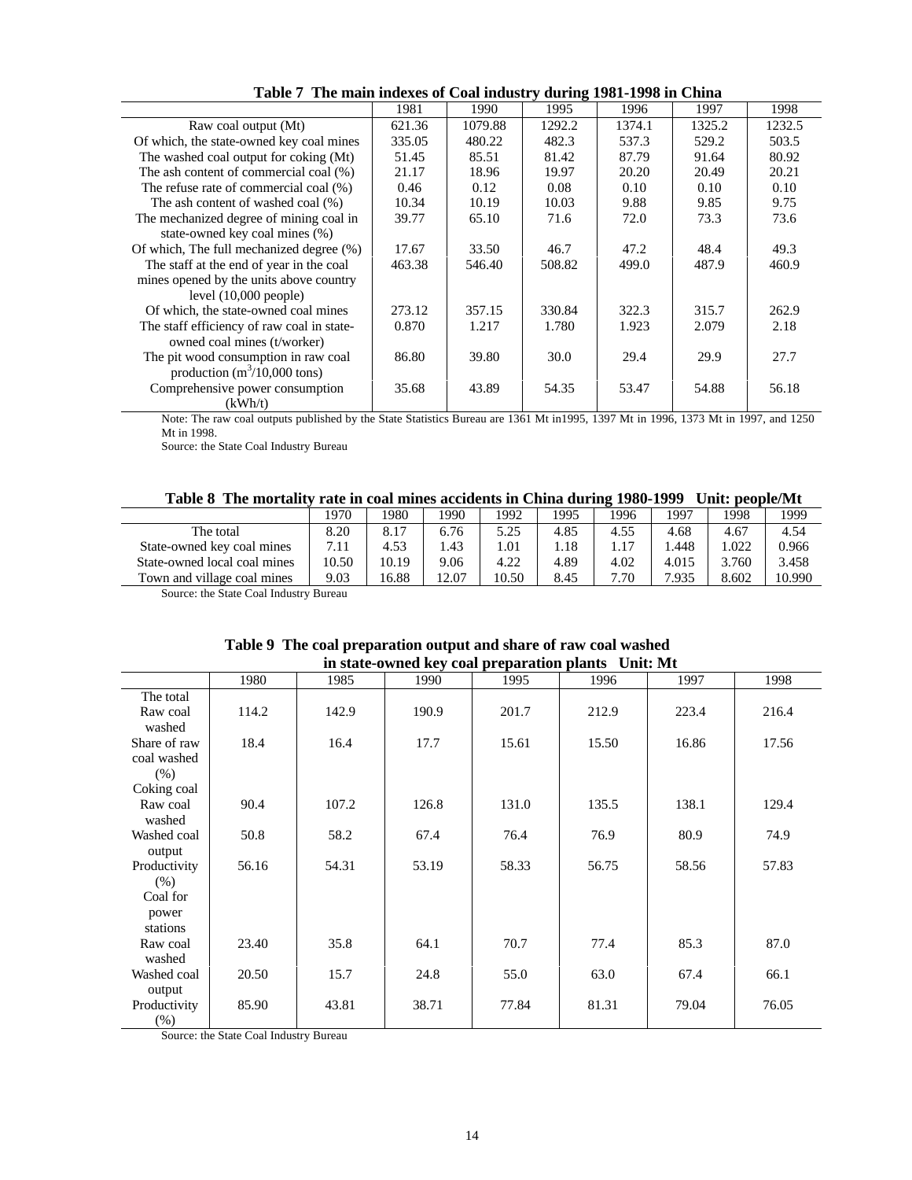**Table 7 The main indexes of Coal industry during 1981-1998 in China**

| | 1981 | 1990 | 1995 | 1996 | 1997 | 1998 |
|---|---|---|---|---|---|---|
| Raw coal output (Mt) | 621.36 | 1079.88 | 1292.2 | 1374.1 | 1325.2 | 1232.5 |
| Of which, the state-owned key coal mines | 335.05 | 480.22 | 482.3 | 537.3 | 529.2 | 503.5 |
| The washed coal output for coking (Mt) | 51.45 | 85.51 | 81.42 | 87.79 | 91.64 | 80.92 |
| The ash content of commercial coal (%) | 21.17 | 18.96 | 19.97 | 20.20 | 20.49 | 20.21 |
| The refuse rate of commercial coal (%) | 0.46 | 0.12 | 0.08 | 0.10 | 0.10 | 0.10 |
| The ash content of washed coal (%) | 10.34 | 10.19 | 10.03 | 9.88 | 9.85 | 9.75 |
| The mechanized degree of mining coal in state-owned key coal mines (%) | 39.77 | 65.10 | 71.6 | 72.0 | 73.3 | 73.6 |
| Of which, The full mechanized degree (%) | 17.67 | 33.50 | 46.7 | 47.2 | 48.4 | 49.3 |
| The staff at the end of year in the coal mines opened by the units above country level (10,000 people) | 463.38 | 546.40 | 508.82 | 499.0 | 487.9 | 460.9 |
| Of which, the state-owned coal mines | 273.12 | 357.15 | 330.84 | 322.3 | 315.7 | 262.9 |
| The staff efficiency of raw coal in state-owned coal mines (t/worker) | 0.870 | 1.217 | 1.780 | 1.923 | 2.079 | 2.18 |
| The pit wood consumption in raw coal production ($m^3$/10,000 tons) | 86.80 | 39.80 | 30.0 | 29.4 | 29.9 | 27.7 |
| Comprehensive power consumption (kWh/t) | 35.68 | 43.89 | 54.35 | 53.47 | 54.88 | 56.18 |

Note: The raw coal outputs published by the State Statistics Bureau are 1361 Mt in1995, 1397 Mt in 1996, 1373 Mt in 1997, and 1250 Mt in 1998.

Source: the State Coal Industry Bureau

**Table 8 The mortality rate in coal mines accidents in China during 1980-1999 Unit: people/Mt**

| | 1970 | 1980 | 1990 | 1992 | 1995 | 1996 | 1997 | 1998 | 1999 |
|---|---|---|---|---|---|---|---|---|---|
| The total | 8.20 | 8.17 | 6.76 | 5.25 | 4.85 | 4.55 | 4.68 | 4.67 | 4.54 |
| State-owned key coal mines | 7.11 | 4.53 | 1.43 | 1.01 | 1.18 | 1.17 | 1.448 | 1.022 | 0.966 |
| State-owned local coal mines | 10.50 | 10.19 | 9.06 | 4.22 | 4.89 | 4.02 | 4.015 | 3.760 | 3.458 |
| Town and village coal mines | 9.03 | 16.88 | 12.07 | 10.50 | 8.45 | 7.70 | 7.935 | 8.602 | 10.990 |

Source: the State Coal Industry Bureau

**Table 9 The coal preparation output and share of raw coal washed in state-owned key coal preparation plants Unit: Mt**

| | 1980 | 1985 | 1990 | 1995 | 1996 | 1997 | 1998 |
|---|---|---|---|---|---|---|---|
| The total | | | | | | | |
| Raw coal washed | 114.2 | 142.9 | 190.9 | 201.7 | 212.9 | 223.4 | 216.4 |
| Share of raw coal washed (%) | 18.4 | 16.4 | 17.7 | 15.61 | 15.50 | 16.86 | 17.56 |
| Coking coal | | | | | | | |
| Raw coal washed | 90.4 | 107.2 | 126.8 | 131.0 | 135.5 | 138.1 | 129.4 |
| Washed coal output | 50.8 | 58.2 | 67.4 | 76.4 | 76.9 | 80.9 | 74.9 |
| Productivity (%) | 56.16 | 54.31 | 53.19 | 58.33 | 56.75 | 58.56 | 57.83 |
| Coal for power stations | | | | | | | |
| Raw coal washed | 23.40 | 35.8 | 64.1 | 70.7 | 77.4 | 85.3 | 87.0 |
| Washed coal output | 20.50 | 15.7 | 24.8 | 55.0 | 63.0 | 67.4 | 66.1 |
| Productivity (%) | 85.90 | 43.81 | 38.71 | 77.84 | 81.31 | 79.04 | 76.05 |

Source: the State Coal Industry Bureau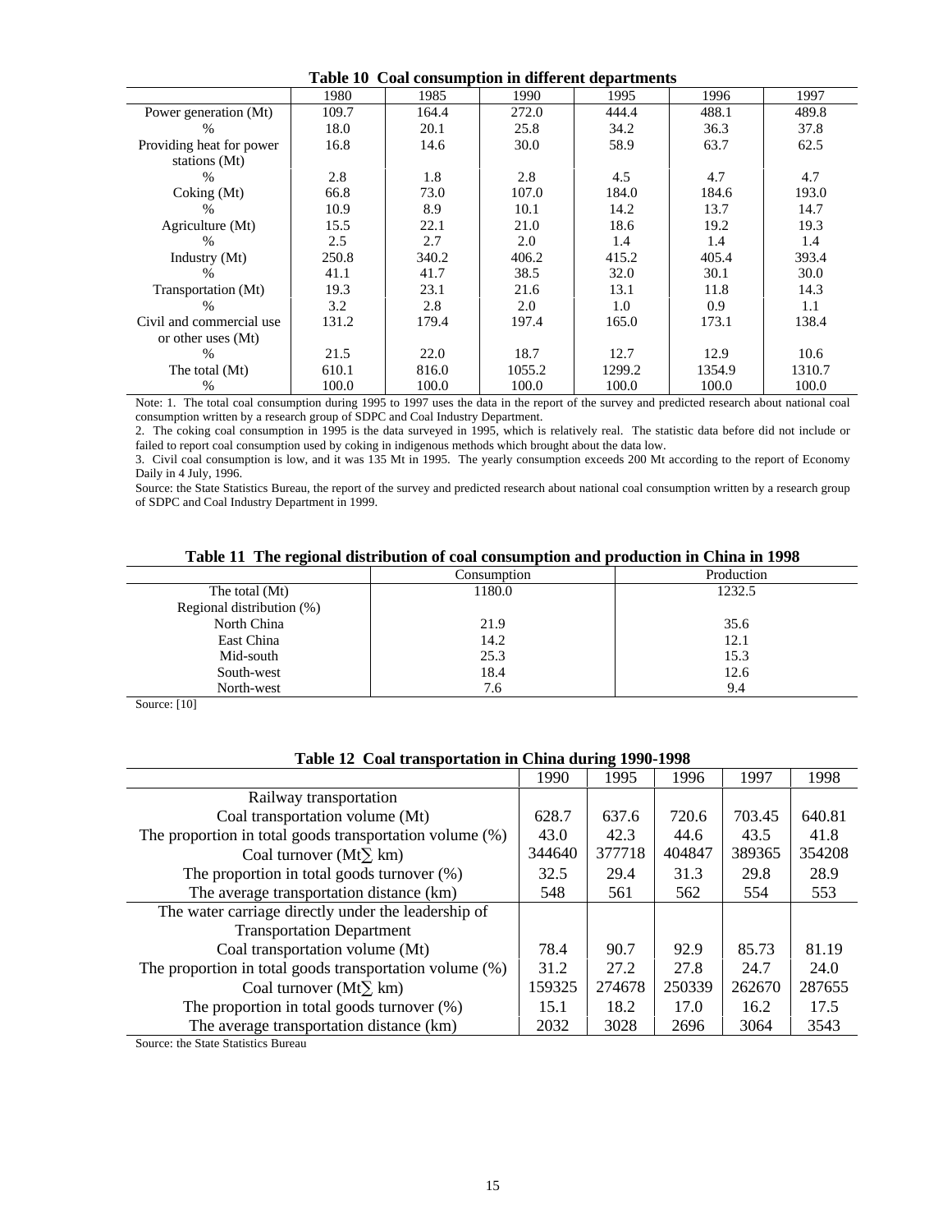**Table 10 Coal consumption in different departments**

| | 1980 | 1985 | 1990 | 1995 | 1996 | 1997 |
|---|---|---|---|---|---|---|
| Power generation (Mt) | 109.7 | 164.4 | 272.0 | 444.4 | 488.1 | 489.8 |
| % | 18.0 | 20.1 | 25.8 | 34.2 | 36.3 | 37.8 |
| Providing heat for power stations (Mt) | 16.8 | 14.6 | 30.0 | 58.9 | 63.7 | 62.5 |
| % | 2.8 | 1.8 | 2.8 | 4.5 | 4.7 | 4.7 |
| Coking (Mt) | 66.8 | 73.0 | 107.0 | 184.0 | 184.6 | 193.0 |
| % | 10.9 | 8.9 | 10.1 | 14.2 | 13.7 | 14.7 |
| Agriculture (Mt) | 15.5 | 22.1 | 21.0 | 18.6 | 19.2 | 19.3 |
| % | 2.5 | 2.7 | 2.0 | 1.4 | 1.4 | 1.4 |
| Industry (Mt) | 250.8 | 340.2 | 406.2 | 415.2 | 405.4 | 393.4 |
| % | 41.1 | 41.7 | 38.5 | 32.0 | 30.1 | 30.0 |
| Transportation (Mt) | 19.3 | 23.1 | 21.6 | 13.1 | 11.8 | 14.3 |
| % | 3.2 | 2.8 | 2.0 | 1.0 | 0.9 | 1.1 |
| Civil and commercial use or other uses (Mt) | 131.2 | 179.4 | 197.4 | 165.0 | 173.1 | 138.4 |
| % | 21.5 | 22.0 | 18.7 | 12.7 | 12.9 | 10.6 |
| The total (Mt) | 610.1 | 816.0 | 1055.2 | 1299.2 | 1354.9 | 1310.7 |
| % | 100.0 | 100.0 | 100.0 | 100.0 | 100.0 | 100.0 |

Note: 1. The total coal consumption during 1995 to 1997 uses the data in the report of the survey and predicted research about national coal consumption written by a research group of SDPC and Coal Industry Department.

2. The coking coal consumption in 1995 is the data surveyed in 1995, which is relatively real. The statistic data before did not include or failed to report coal consumption used by coking in indigenous methods which brought about the data low.

3. Civil coal consumption is low, and it was 135 Mt in 1995. The yearly consumption exceeds 200 Mt according to the report of Economy Daily in 4 July, 1996.

Source: the State Statistics Bureau, the report of the survey and predicted research about national coal consumption written by a research group of SDPC and Coal Industry Department in 1999.

**Table 11 The regional distribution of coal consumption and production in China in 1998**

| | Consumption | Production |
|---|---|---|
| The total (Mt) | 1180.0 | 1232.5 |
| Regional distribution (%) | | |
| North China | 21.9 | 35.6 |
| East China | 14.2 | 12.1 |
| Mid-south | 25.3 | 15.3 |
| South-west | 18.4 | 12.6 |
| North-west | 7.6 | 9.4 |

Source: [10]

**Table 12 Coal transportation in China during 1990-1998**

| | 1990 | 1995 | 1996 | 1997 | 1998 |
|---|---|---|---|---|---|
| Railway transportation | | | | | |
| Coal transportation volume (Mt) | 628.7 | 637.6 | 720.6 | 703.45 | 640.81 |
| The proportion in total goods transportation volume (%) | 43.0 | 42.3 | 44.6 | 43.5 | 41.8 |
| Coal turnover (Mt∑ km) | 344640 | 377718 | 404847 | 389365 | 354208 |
| The proportion in total goods turnover (%) | 32.5 | 29.4 | 31.3 | 29.8 | 28.9 |
| The average transportation distance (km) | 548 | 561 | 562 | 554 | 553 |
| The water carriage directly under the leadership of Transportation Department | | | | | |
| Coal transportation volume (Mt) | 78.4 | 90.7 | 92.9 | 85.73 | 81.19 |
| The proportion in total goods transportation volume (%) | 31.2 | 27.2 | 27.8 | 24.7 | 24.0 |
| Coal turnover (Mt∑ km) | 159325 | 274678 | 250339 | 262670 | 287655 |
| The proportion in total goods turnover (%) | 15.1 | 18.2 | 17.0 | 16.2 | 17.5 |
| The average transportation distance (km) | 2032 | 3028 | 2696 | 3064 | 3543 |

Source: the State Statistics Bureau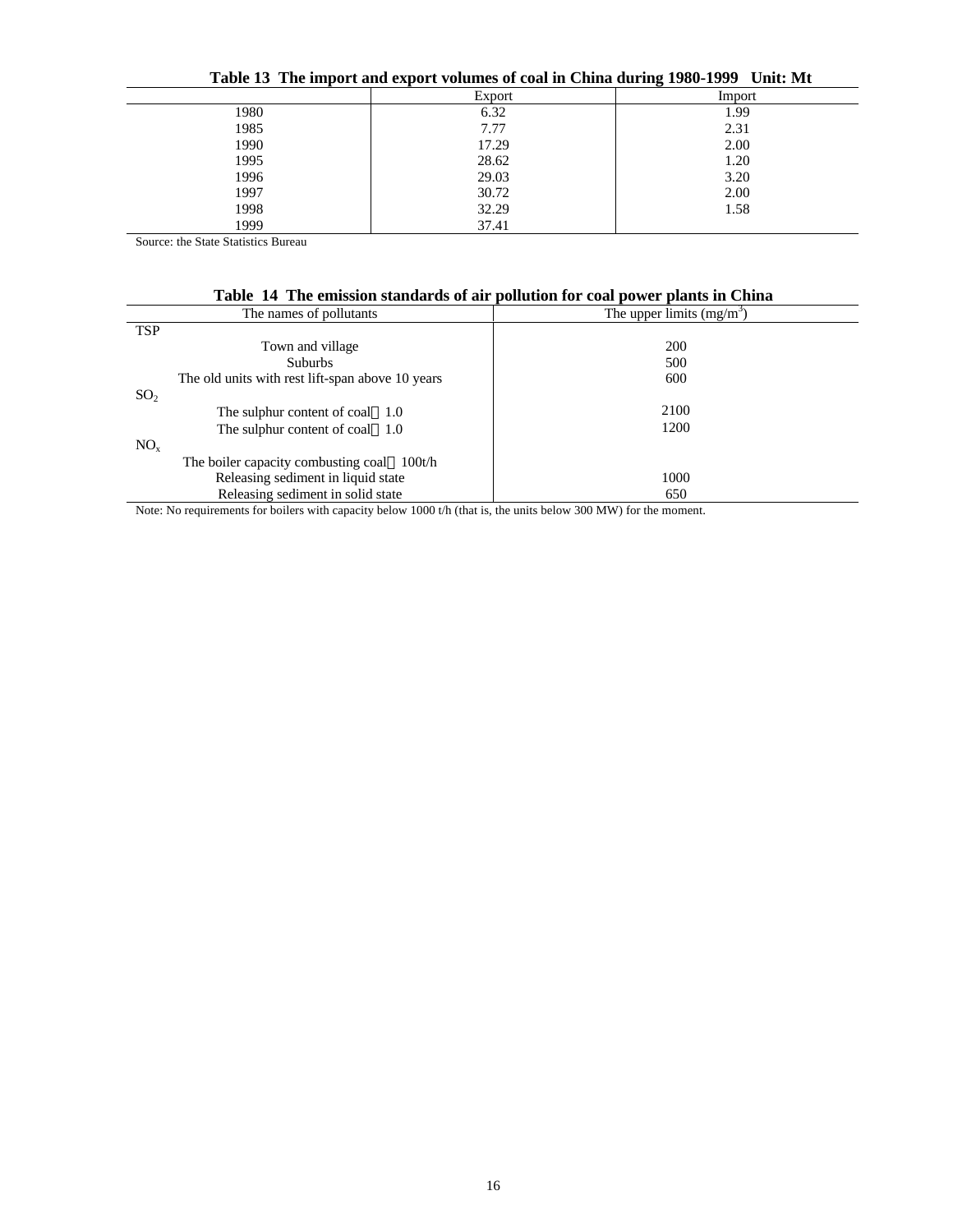**Table 13 The import and export volumes of coal in China during 1980-1999 Unit: Mt**

| | Export | Import |
|---|---|---|
| 1980 | 6.32 | 1.99 |
| 1985 | 7.77 | 2.31 |
| 1990 | 17.29 | 2.00 |
| 1995 | 28.62 | 1.20 |
| 1996 | 29.03 | 3.20 |
| 1997 | 30.72 | 2.00 |
| 1998 | 32.29 | 1.58 |
| 1999 | 37.41 | |

Source: the State Statistics Bureau

**Table 14 The emission standards of air pollution for coal power plants in China**

| The names of pollutants | The upper limits ($mg/m^3$) |
|---|---|
| TSP | |
| Town and village | 200 |
| Suburbs | 500 |
| The old units with rest lift-span above 10 years | 600 |
| $SO_2$ | |
| The sulphur content of coal 1.0 | 2100 |
| The sulphur content of coal 1.0 | 1200 |
| $NO_x$ | |
| The boiler capacity combusting coal 100t/h | |
| Releasing sediment in liquid state | 1000 |
| Releasing sediment in solid state | 650 |

Note: No requirements for boilers with capacity below 1000 t/h (that is, the units below 300 MW) for the moment.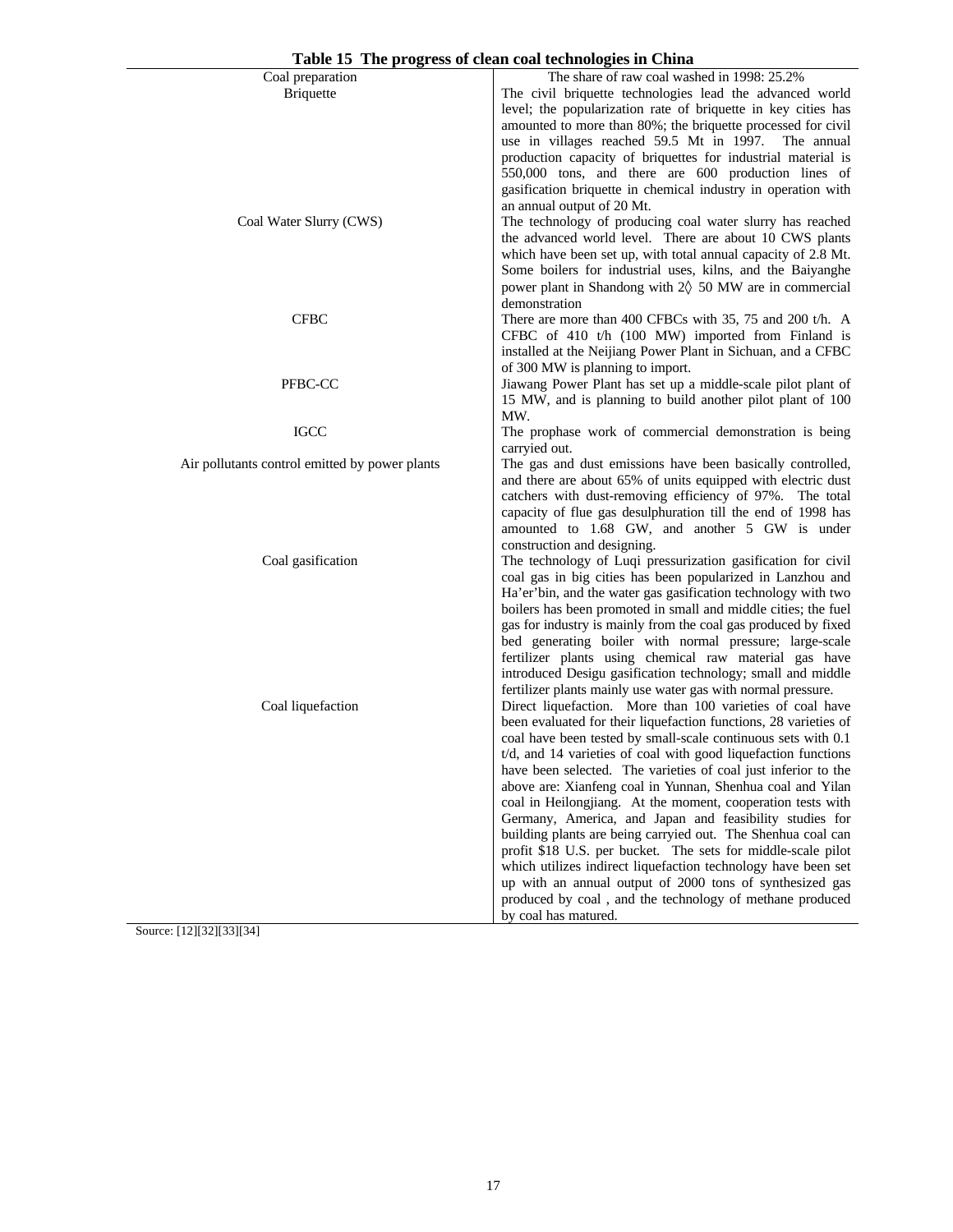**Table 15 The progress of clean coal technologies in China**

| | |
|---|---|
| Coal preparation | The share of raw coal washed in 1998: 25.2% |
| Briquette | The civil briquette technologies lead the advanced world level; the popularization rate of briquette in key cities has amounted to more than 80%; the briquette processed for civil use in villages reached 59.5 Mt in 1997. The annual production capacity of briquettes for industrial material is 550,000 tons, and there are 600 production lines of gasification briquette in chemical industry in operation with an annual output of 20 Mt. |
| Coal Water Slurry (CWS) | The technology of producing coal water slurry has reached the advanced world level. There are about 10 CWS plants which have been set up, with total annual capacity of 2.8 Mt. Some boilers for industrial uses, kilns, and the Baiyanghe power plant in Shandong with 2◊ 50 MW are in commercial demonstration |
| CFBC | There are more than 400 CFBCs with 35, 75 and 200 t/h. A CFBC of 410 t/h (100 MW) imported from Finland is installed at the Neijiang Power Plant in Sichuan, and a CFBC of 300 MW is planning to import. |
| PFBC-CC | Jiawang Power Plant has set up a middle-scale pilot plant of 15 MW, and is planning to build another pilot plant of 100 MW. |
| IGCC | The prophase work of commercial demonstration is being carryied out. |
| Air pollutants control emitted by power plants | The gas and dust emissions have been basically controlled, and there are about 65% of units equipped with electric dust catchers with dust-removing efficiency of 97%. The total capacity of flue gas desulphuration till the end of 1998 has amounted to 1.68 GW, and another 5 GW is under construction and designing. |
| Coal gasification | The technology of Luqi pressurization gasification for civil coal gas in big cities has been popularized in Lanzhou and Ha'er'bin, and the water gas gasification technology with two boilers has been promoted in small and middle cities; the fuel gas for industry is mainly from the coal gas produced by fixed bed generating boiler with normal pressure; large-scale fertilizer plants using chemical raw material gas have introduced Desigu gasification technology; small and middle fertilizer plants mainly use water gas with normal pressure. |
| Coal liquefaction | Direct liquefaction. More than 100 varieties of coal have been evaluated for their liquefaction functions, 28 varieties of coal have been tested by small-scale continuous sets with 0.1 t/d, and 14 varieties of coal with good liquefaction functions have been selected. The varieties of coal just inferior to the above are: Xianfeng coal in Yunnan, Shenhua coal and Yilan coal in Heilongjiang. At the moment, cooperation tests with Germany, America, and Japan and feasibility studies for building plants are being carryied out. The Shenhua coal can profit $18 U.S. per bucket. The sets for middle-scale pilot which utilizes indirect liquefaction technology have been set up with an annual output of 2000 tons of synthesized gas produced by coal , and the technology of methane produced by coal has matured. |

Source: [12][32][33][34]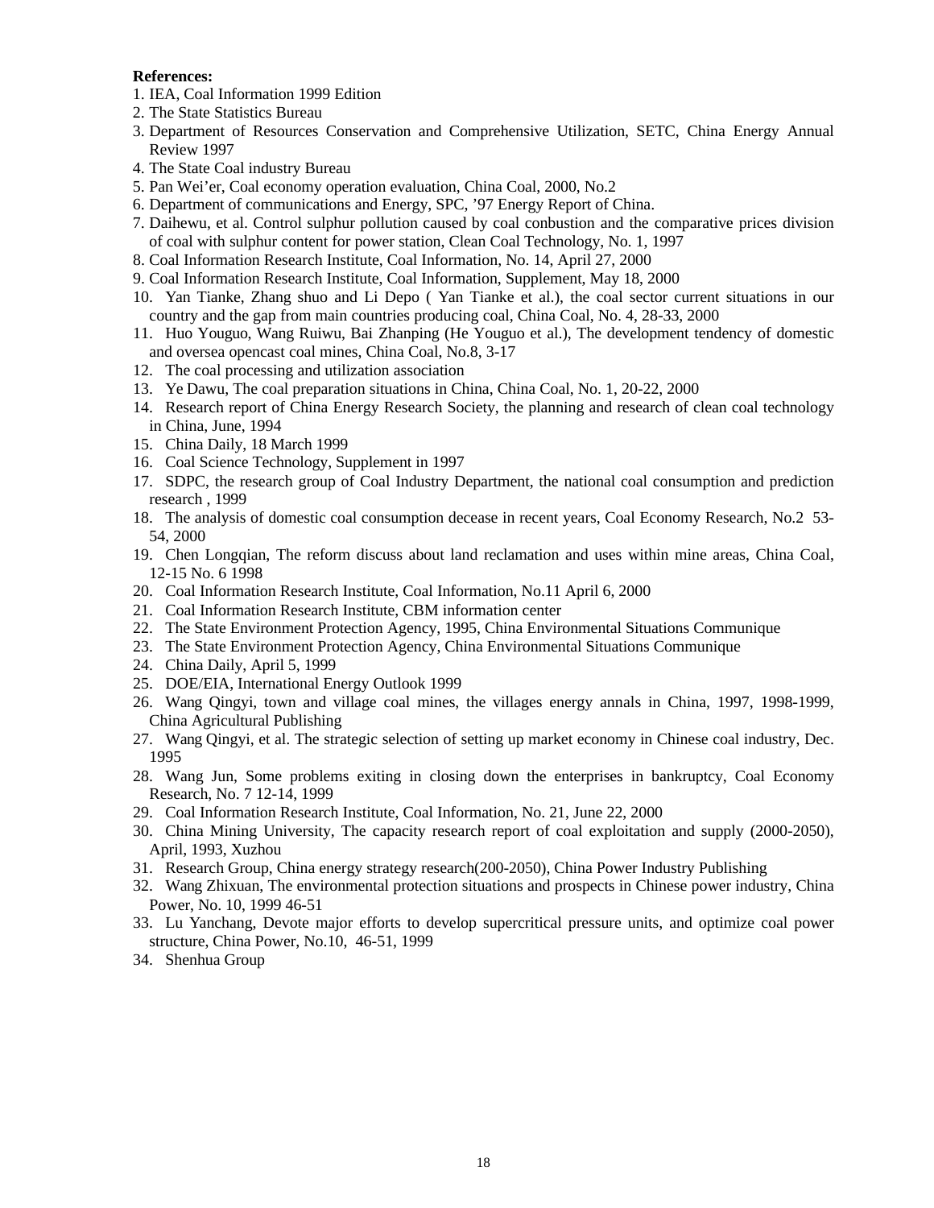**References:**

1. IEA, Coal Information 1999 Edition
2. The State Statistics Bureau
3. Department of Resources Conservation and Comprehensive Utilization, SETC, China Energy Annual Review 1997
4. The State Coal industry Bureau
5. Pan Wei'er, Coal economy operation evaluation, China Coal, 2000, No.2
6. Department of communications and Energy, SPC, '97 Energy Report of China.
7. Daihewu, et al. Control sulphur pollution caused by coal conbustion and the comparative prices division of coal with sulphur content for power station, Clean Coal Technology, No. 1, 1997
8. Coal Information Research Institute, Coal Information, No. 14, April 27, 2000
9. Coal Information Research Institute, Coal Information, Supplement, May 18, 2000
10. Yan Tianke, Zhang shuo and Li Depo ( Yan Tianke et al.), the coal sector current situations in our country and the gap from main countries producing coal, China Coal, No. 4, 28-33, 2000
11. Huo Youguo, Wang Ruiwu, Bai Zhanping (He Youguo et al.), The development tendency of domestic and oversea opencast coal mines, China Coal, No.8, 3-17
12. The coal processing and utilization association
13. Ye Dawu, The coal preparation situations in China, China Coal, No. 1, 20-22, 2000
14. Research report of China Energy Research Society, the planning and research of clean coal technology in China, June, 1994
15. China Daily, 18 March 1999
16. Coal Science Technology, Supplement in 1997
17. SDPC, the research group of Coal Industry Department, the national coal consumption and prediction research , 1999
18. The analysis of domestic coal consumption decease in recent years, Coal Economy Research, No.2 53-54, 2000
19. Chen Longqian, The reform discuss about land reclamation and uses within mine areas, China Coal, 12-15 No. 6 1998
20. Coal Information Research Institute, Coal Information, No.11 April 6, 2000
21. Coal Information Research Institute, CBM information center
22. The State Environment Protection Agency, 1995, China Environmental Situations Communique
23. The State Environment Protection Agency, China Environmental Situations Communique
24. China Daily, April 5, 1999
25. DOE/EIA, International Energy Outlook 1999
26. Wang Qingyi, town and village coal mines, the villages energy annals in China, 1997, 1998-1999, China Agricultural Publishing
27. Wang Qingyi, et al. The strategic selection of setting up market economy in Chinese coal industry, Dec. 1995
28. Wang Jun, Some problems exiting in closing down the enterprises in bankruptcy, Coal Economy Research, No. 7 12-14, 1999
29. Coal Information Research Institute, Coal Information, No. 21, June 22, 2000
30. China Mining University, The capacity research report of coal exploitation and supply (2000-2050), April, 1993, Xuzhou
31. Research Group, China energy strategy research(200-2050), China Power Industry Publishing
32. Wang Zhixuan, The environmental protection situations and prospects in Chinese power industry, China Power, No. 10, 1999 46-51
33. Lu Yanchang, Devote major efforts to develop supercritical pressure units, and optimize coal power structure, China Power, No.10, 46-51, 1999
34. Shenhua Group